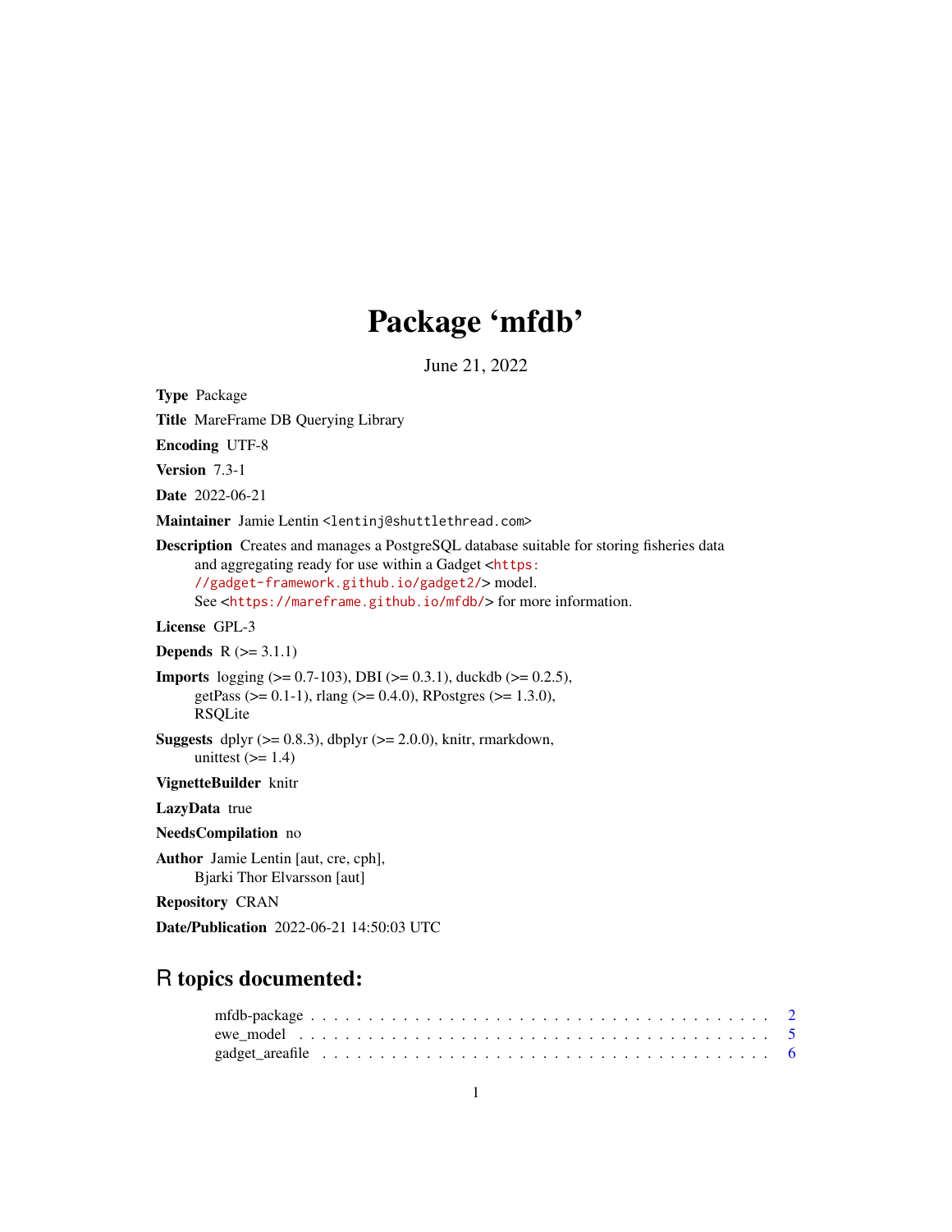# Package 'mfdb'

June 21, 2022

**Type** Package

**Title** MareFrame DB Querying Library

**Encoding** UTF-8

**Version** 7.3-1

**Date** 2022-06-21

**Maintainer** Jamie Lentin <lentinj@shuttlethread.com>

**Description** Creates and manages a PostgreSQL database suitable for storing fisheries data and aggregating ready for use within a Gadget <https://gadget-framework.github.io/gadget2/> model. See <https://mareframe.github.io/mfdb/> for more information.

**License** GPL-3

**Depends** R (>= 3.1.1)

**Imports** logging (>= 0.7-103), DBI (>= 0.3.1), duckdb (>= 0.2.5), getPass (>= 0.1-1), rlang (>= 0.4.0), RPostgres (>= 1.3.0), RSQLite

**Suggests** dplyr (>= 0.8.3), dbplyr (>= 2.0.0), knitr, rmarkdown, unittest (>= 1.4)

**VignetteBuilder** knitr

**LazyData** true

**NeedsCompilation** no

**Author** Jamie Lentin [aut, cre, cph], Bjarki Thor Elvarsson [aut]

**Repository** CRAN

**Date/Publication** 2022-06-21 14:50:03 UTC

## R topics documented:

mfdb-package . . . . . . . . . . . . . . . . . . . . . . . . . . . . . . . . . . . . . 2
ewe_model . . . . . . . . . . . . . . . . . . . . . . . . . . . . . . . . . . . . . . . 5
gadget_areafile . . . . . . . . . . . . . . . . . . . . . . . . . . . . . . . . . . . . 6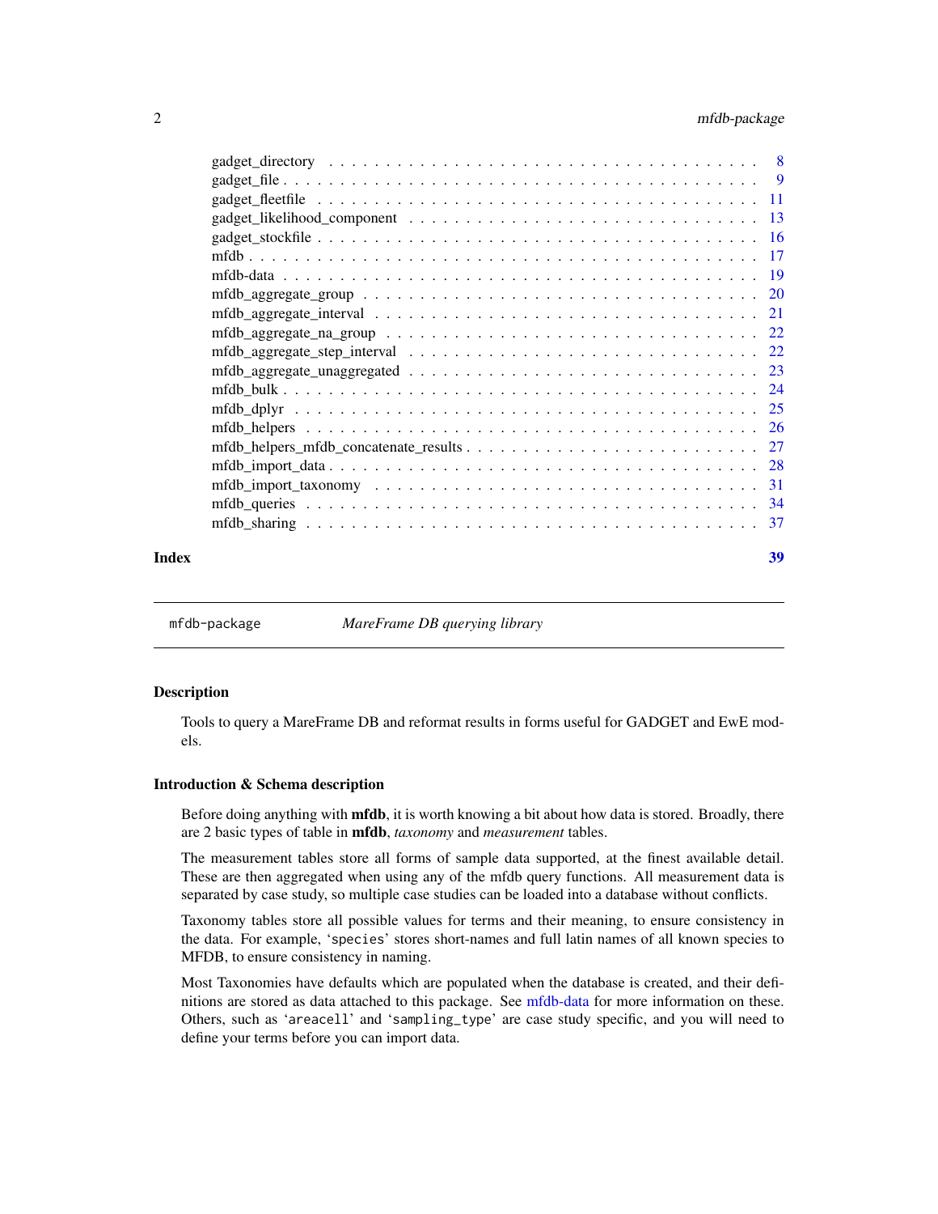gadget_directory . . . . . . . . . . . . . . . . . . . . . . . . . . . . . . . . . . 8
gadget_file . . . . . . . . . . . . . . . . . . . . . . . . . . . . . . . . . . . . . 9
gadget_fleetfile . . . . . . . . . . . . . . . . . . . . . . . . . . . . . . . . . . 11
gadget_likelihood_component . . . . . . . . . . . . . . . . . . . . . . . . . . . 13
gadget_stockfile . . . . . . . . . . . . . . . . . . . . . . . . . . . . . . . . . . 16
mfdb . . . . . . . . . . . . . . . . . . . . . . . . . . . . . . . . . . . . . . . . 17
mfdb-data . . . . . . . . . . . . . . . . . . . . . . . . . . . . . . . . . . . . . 19
mfdb_aggregate_group . . . . . . . . . . . . . . . . . . . . . . . . . . . . . . . 20
mfdb_aggregate_interval . . . . . . . . . . . . . . . . . . . . . . . . . . . . . . 21
mfdb_aggregate_na_group . . . . . . . . . . . . . . . . . . . . . . . . . . . . . 22
mfdb_aggregate_step_interval . . . . . . . . . . . . . . . . . . . . . . . . . . . 22
mfdb_aggregate_unaggregated . . . . . . . . . . . . . . . . . . . . . . . . . . . 23
mfdb_bulk . . . . . . . . . . . . . . . . . . . . . . . . . . . . . . . . . . . . . 24
mfdb_dplyr . . . . . . . . . . . . . . . . . . . . . . . . . . . . . . . . . . . . . 25
mfdb_helpers . . . . . . . . . . . . . . . . . . . . . . . . . . . . . . . . . . . . 26
mfdb_helpers_mfdb_concatenate_results . . . . . . . . . . . . . . . . . . . . . . 27
mfdb_import_data . . . . . . . . . . . . . . . . . . . . . . . . . . . . . . . . . 28
mfdb_import_taxonomy . . . . . . . . . . . . . . . . . . . . . . . . . . . . . . . 31
mfdb_queries . . . . . . . . . . . . . . . . . . . . . . . . . . . . . . . . . . . . 34
mfdb_sharing . . . . . . . . . . . . . . . . . . . . . . . . . . . . . . . . . . . . 37

**Index** **39**

---

`mfdb-package` *MareFrame DB querying library*

---

### Description

Tools to query a MareFrame DB and reformat results in forms useful for GADGET and EwE models.

### Introduction & Schema description

Before doing anything with **mfdb**, it is worth knowing a bit about how data is stored. Broadly, there are 2 basic types of table in **mfdb**, *taxonomy* and *measurement* tables.

The measurement tables store all forms of sample data supported, at the finest available detail. These are then aggregated when using any of the mfdb query functions. All measurement data is separated by case study, so multiple case studies can be loaded into a database without conflicts.

Taxonomy tables store all possible values for terms and their meaning, to ensure consistency in the data. For example, '`species`' stores short-names and full latin names of all known species to MFDB, to ensure consistency in naming.

Most Taxonomies have defaults which are populated when the database is created, and their definitions are stored as data attached to this package. See mfdb-data for more information on these. Others, such as '`areacell`' and '`sampling_type`' are case study specific, and you will need to define your terms before you can import data.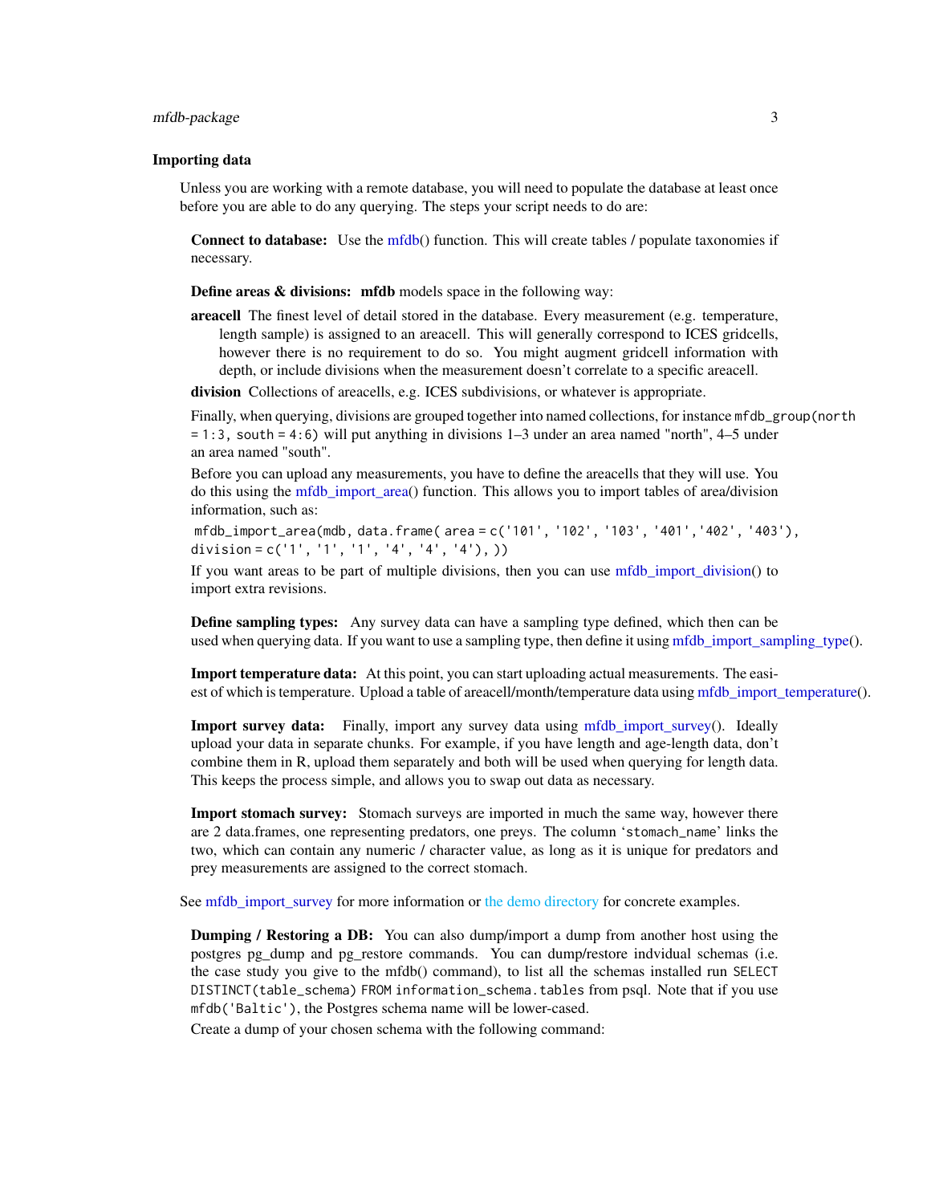### Importing data

Unless you are working with a remote database, you will need to populate the database at least once before you are able to do any querying. The steps your script needs to do are:

**Connect to database:** Use the mfdb() function. This will create tables / populate taxonomies if necessary.

**Define areas & divisions:** **mfdb** models space in the following way:

**areacell** The finest level of detail stored in the database. Every measurement (e.g. temperature, length sample) is assigned to an areacell. This will generally correspond to ICES gridcells, however there is no requirement to do so. You might augment gridcell information with depth, or include divisions when the measurement doesn't correlate to a specific areacell.

**division** Collections of areacells, e.g. ICES subdivisions, or whatever is appropriate.

Finally, when querying, divisions are grouped together into named collections, for instance `mfdb_group(north = 1:3, south = 4:6)` will put anything in divisions 1–3 under an area named "north", 4–5 under an area named "south".

Before you can upload any measurements, you have to define the areacells that they will use. You do this using the mfdb_import_area() function. This allows you to import tables of area/division information, such as:

`mfdb_import_area(mdb, data.frame( area = c('101', '102', '103', '401','402', '403'), division = c('1', '1', '1', '4', '4', '4'), ))`

If you want areas to be part of multiple divisions, then you can use mfdb_import_division() to import extra revisions.

**Define sampling types:** Any survey data can have a sampling type defined, which then can be used when querying data. If you want to use a sampling type, then define it using mfdb_import_sampling_type().

**Import temperature data:** At this point, you can start uploading actual measurements. The easiest of which is temperature. Upload a table of areacell/month/temperature data using mfdb_import_temperature().

**Import survey data:** Finally, import any survey data using mfdb_import_survey(). Ideally upload your data in separate chunks. For example, if you have length and age-length data, don't combine them in R, upload them separately and both will be used when querying for length data. This keeps the process simple, and allows you to swap out data as necessary.

**Import stomach survey:** Stomach surveys are imported in much the same way, however there are 2 data.frames, one representing predators, one preys. The column '`stomach_name`' links the two, which can contain any numeric / character value, as long as it is unique for predators and prey measurements are assigned to the correct stomach.

See mfdb_import_survey for more information or the demo directory for concrete examples.

**Dumping / Restoring a DB:** You can also dump/import a dump from another host using the postgres pg_dump and pg_restore commands. You can dump/restore indvidual schemas (i.e. the case study you give to the mfdb() command), to list all the schemas installed run `SELECT DISTINCT(table_schema) FROM information_schema.tables` from psql. Note that if you use `mfdb('Baltic')`, the Postgres schema name will be lower-cased.

Create a dump of your chosen schema with the following command: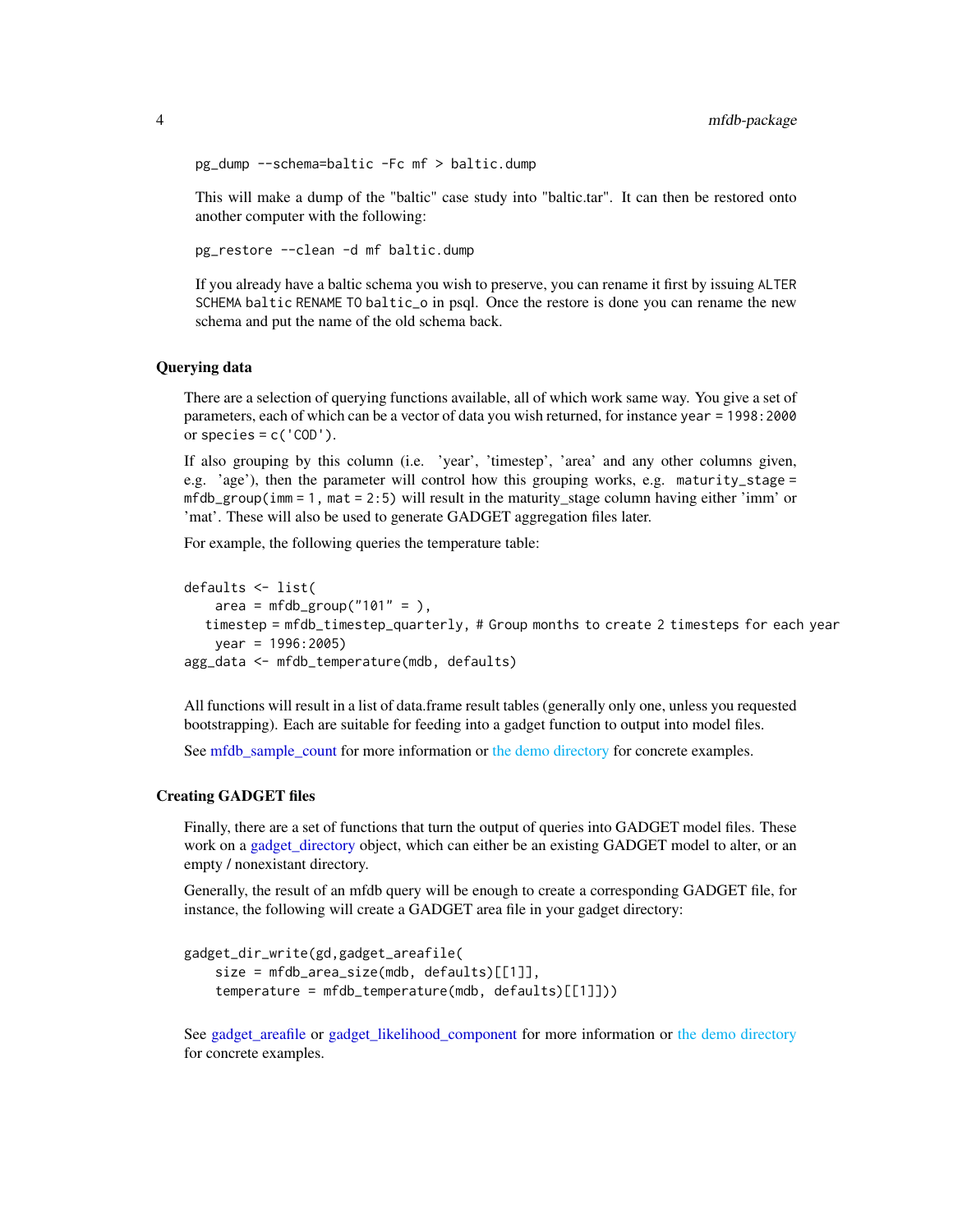```
pg_dump --schema=baltic -Fc mf > baltic.dump
```

This will make a dump of the "baltic" case study into "baltic.tar". It can then be restored onto another computer with the following:

```
pg_restore --clean -d mf baltic.dump
```

If you already have a baltic schema you wish to preserve, you can rename it first by issuing `ALTER SCHEMA baltic RENAME TO baltic_o` in psql. Once the restore is done you can rename the new schema and put the name of the old schema back.

### Querying data

There are a selection of querying functions available, all of which work same way. You give a set of parameters, each of which can be a vector of data you wish returned, for instance `year = 1998:2000` or `species = c('COD')`.

If also grouping by this column (i.e. 'year', 'timestep', 'area' and any other columns given, e.g. 'age'), then the parameter will control how this grouping works, e.g. `maturity_stage = mfdb_group(imm = 1, mat = 2:5)` will result in the maturity_stage column having either 'imm' or 'mat'. These will also be used to generate GADGET aggregation files later.

For example, the following queries the temperature table:

```
defaults <- list(
    area = mfdb_group("101" = ),
   timestep = mfdb_timestep_quarterly, # Group months to create 2 timesteps for each year
    year = 1996:2005)
agg_data <- mfdb_temperature(mdb, defaults)
```

All functions will result in a list of data.frame result tables (generally only one, unless you requested bootstrapping). Each are suitable for feeding into a gadget function to output into model files.

See mfdb_sample_count for more information or the demo directory for concrete examples.

### Creating GADGET files

Finally, there are a set of functions that turn the output of queries into GADGET model files. These work on a gadget_directory object, which can either be an existing GADGET model to alter, or an empty / nonexistant directory.

Generally, the result of an mfdb query will be enough to create a corresponding GADGET file, for instance, the following will create a GADGET area file in your gadget directory:

```
gadget_dir_write(gd,gadget_areafile(
    size = mfdb_area_size(mdb, defaults)[[1]],
    temperature = mfdb_temperature(mdb, defaults)[[1]]))
```

See gadget_areafile or gadget_likelihood_component for more information or the demo directory for concrete examples.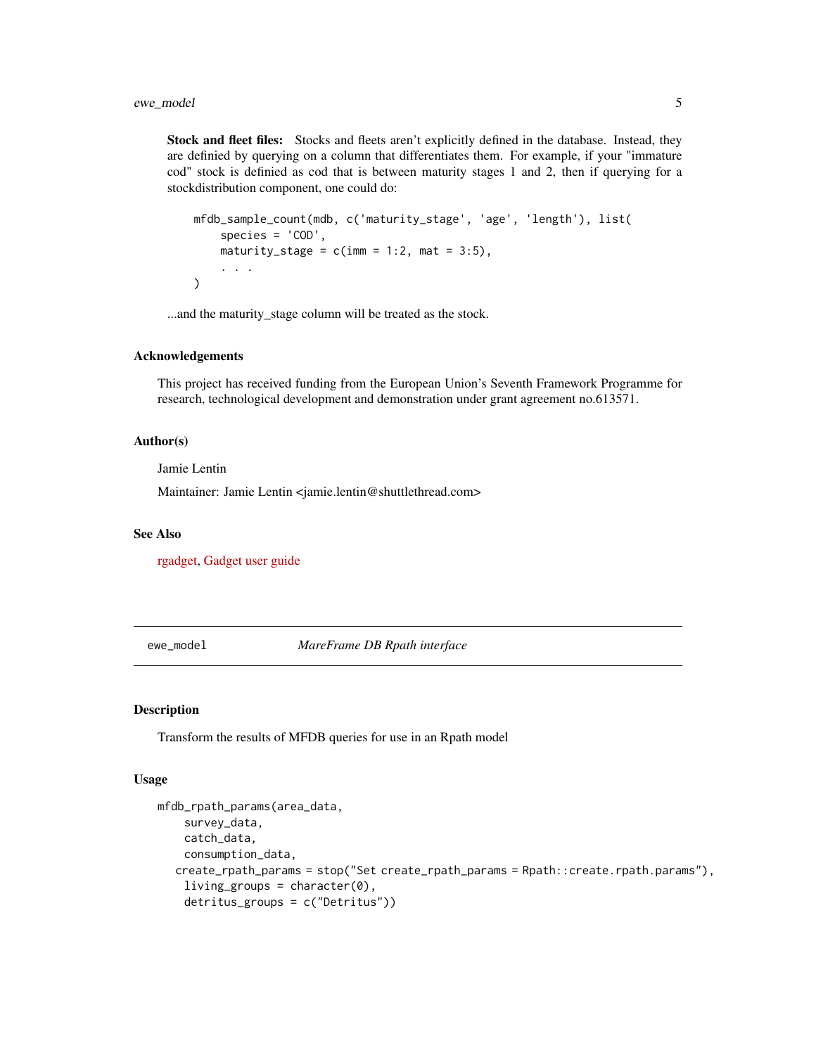**Stock and fleet files:** Stocks and fleets aren't explicitly defined in the database. Instead, they are definied by querying on a column that differentiates them. For example, if your "immature cod" stock is definied as cod that is between maturity stages 1 and 2, then if querying for a stockdistribution component, one could do:

```
mfdb_sample_count(mdb, c('maturity_stage', 'age', 'length'), list(
    species = 'COD',
    maturity_stage = c(imm = 1:2, mat = 3:5),
    . . .
)
```

...and the maturity_stage column will be treated as the stock.

### Acknowledgements

This project has received funding from the European Union's Seventh Framework Programme for research, technological development and demonstration under grant agreement no.613571.

### Author(s)

Jamie Lentin

Maintainer: Jamie Lentin <jamie.lentin@shuttlethread.com>

### See Also

rgadget, Gadget user guide

---

## ewe_model — *MareFrame DB Rpath interface*

### Description

Transform the results of MFDB queries for use in an Rpath model

### Usage

```
mfdb_rpath_params(area_data,
    survey_data,
    catch_data,
    consumption_data,
   create_rpath_params = stop("Set create_rpath_params = Rpath::create.rpath.params"),
    living_groups = character(0),
    detritus_groups = c("Detritus"))
```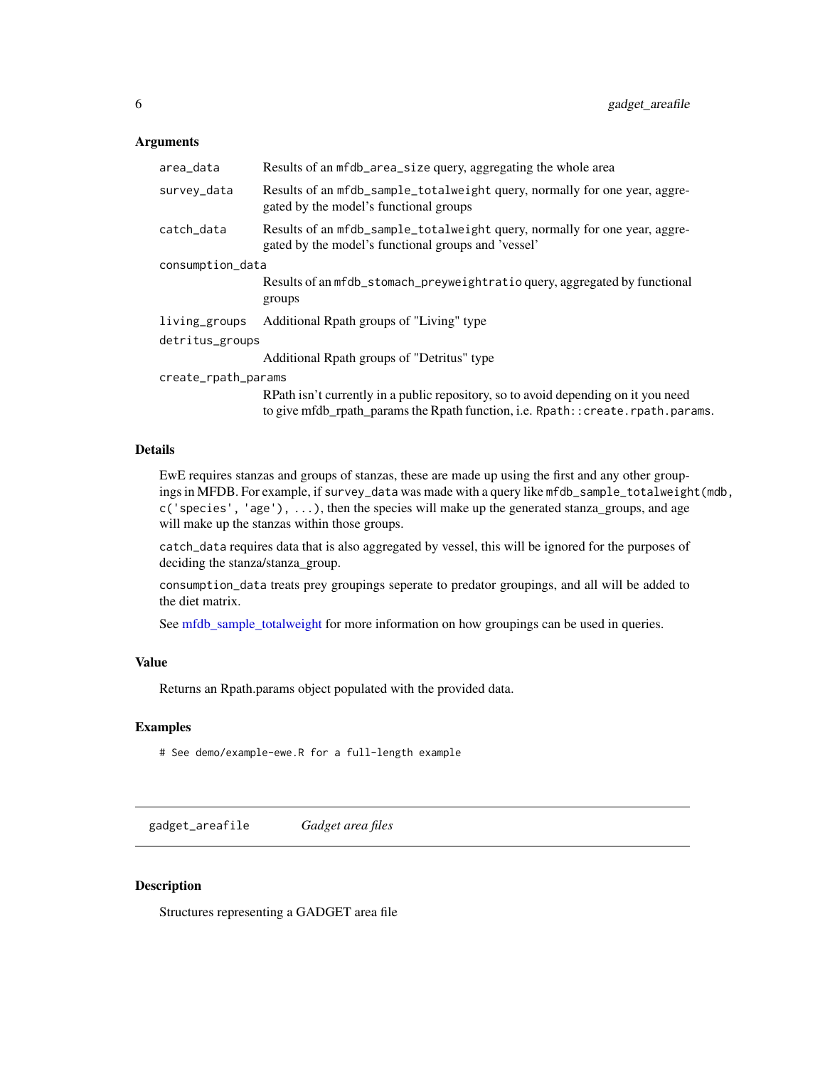### Arguments

| | |
|---|---|
| `area_data` | Results of an `mfdb_area_size` query, aggregating the whole area |
| `survey_data` | Results of an `mfdb_sample_totalweight` query, normally for one year, aggregated by the model's functional groups |
| `catch_data` | Results of an `mfdb_sample_totalweight` query, normally for one year, aggregated by the model's functional groups and 'vessel' |
| `consumption_data` | Results of an `mfdb_stomach_preyweightratio` query, aggregated by functional groups |
| `living_groups` | Additional Rpath groups of "Living" type |
| `detritus_groups` | Additional Rpath groups of "Detritus" type |
| `create_rpath_params` | RPath isn't currently in a public repository, so to avoid depending on it you need to give mfdb_rpath_params the Rpath function, i.e. `Rpath::create.rpath.params`. |

### Details

EwE requires stanzas and groups of stanzas, these are made up using the first and any other groupings in MFDB. For example, if `survey_data` was made with a query like `mfdb_sample_totalweight(mdb, c('species', 'age'), ...)`, then the species will make up the generated stanza_groups, and age will make up the stanzas within those groups.

`catch_data` requires data that is also aggregated by vessel, this will be ignored for the purposes of deciding the stanza/stanza_group.

`consumption_data` treats prey groupings seperate to predator groupings, and all will be added to the diet matrix.

See mfdb_sample_totalweight for more information on how groupings can be used in queries.

### Value

Returns an Rpath.params object populated with the provided data.

### Examples

```
# See demo/example-ewe.R for a full-length example
```

---

## `gadget_areafile` *Gadget area files*

### Description

Structures representing a GADGET area file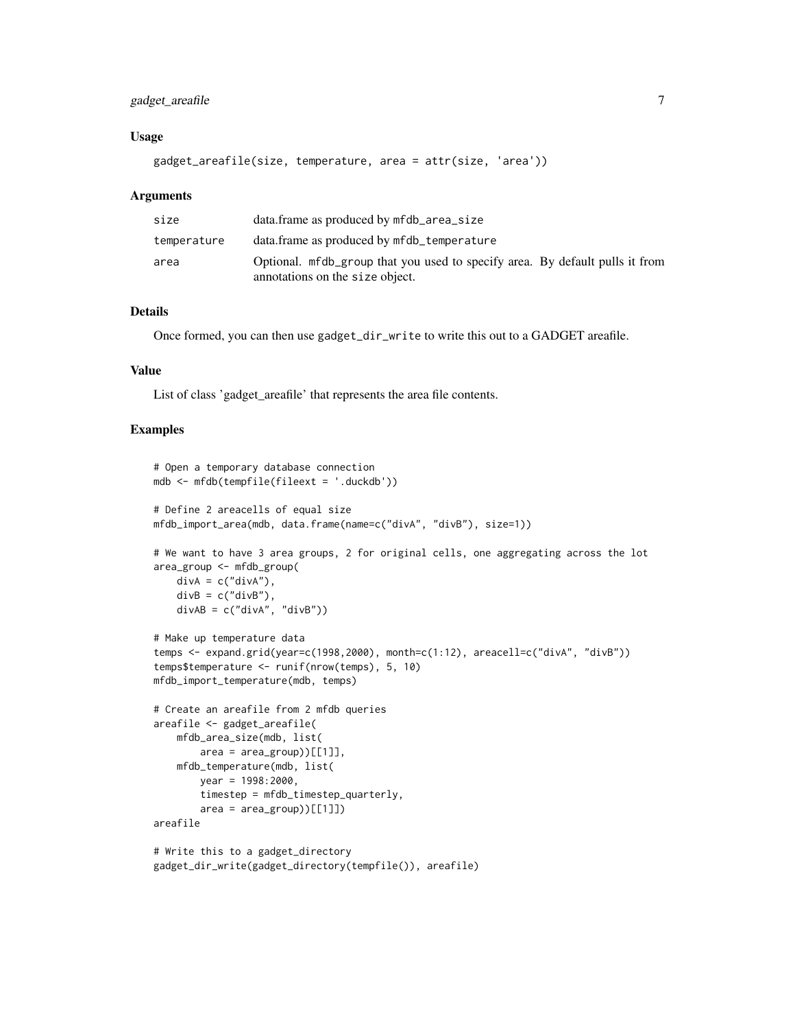### Usage

```
gadget_areafile(size, temperature, area = attr(size, 'area'))
```

### Arguments

| | |
|---|---|
| size | data.frame as produced by `mfdb_area_size` |
| temperature | data.frame as produced by `mfdb_temperature` |
| area | Optional. `mfdb_group` that you used to specify area. By default pulls it from annotations on the `size` object. |

### Details

Once formed, you can then use `gadget_dir_write` to write this out to a GADGET areafile.

### Value

List of class 'gadget_areafile' that represents the area file contents.

### Examples

```
# Open a temporary database connection
mdb <- mfdb(tempfile(fileext = '.duckdb'))

# Define 2 areacells of equal size
mfdb_import_area(mdb, data.frame(name=c("divA", "divB"), size=1))

# We want to have 3 area groups, 2 for original cells, one aggregating across the lot
area_group <- mfdb_group(
    divA = c("divA"),
    divB = c("divB"),
    divAB = c("divA", "divB"))

# Make up temperature data
temps <- expand.grid(year=c(1998,2000), month=c(1:12), areacell=c("divA", "divB"))
temps$temperature <- runif(nrow(temps), 5, 10)
mfdb_import_temperature(mdb, temps)

# Create an areafile from 2 mfdb queries
areafile <- gadget_areafile(
    mfdb_area_size(mdb, list(
        area = area_group))[[1]],
    mfdb_temperature(mdb, list(
        year = 1998:2000,
        timestep = mfdb_timestep_quarterly,
        area = area_group))[[1]])
areafile

# Write this to a gadget_directory
gadget_dir_write(gadget_directory(tempfile()), areafile)
```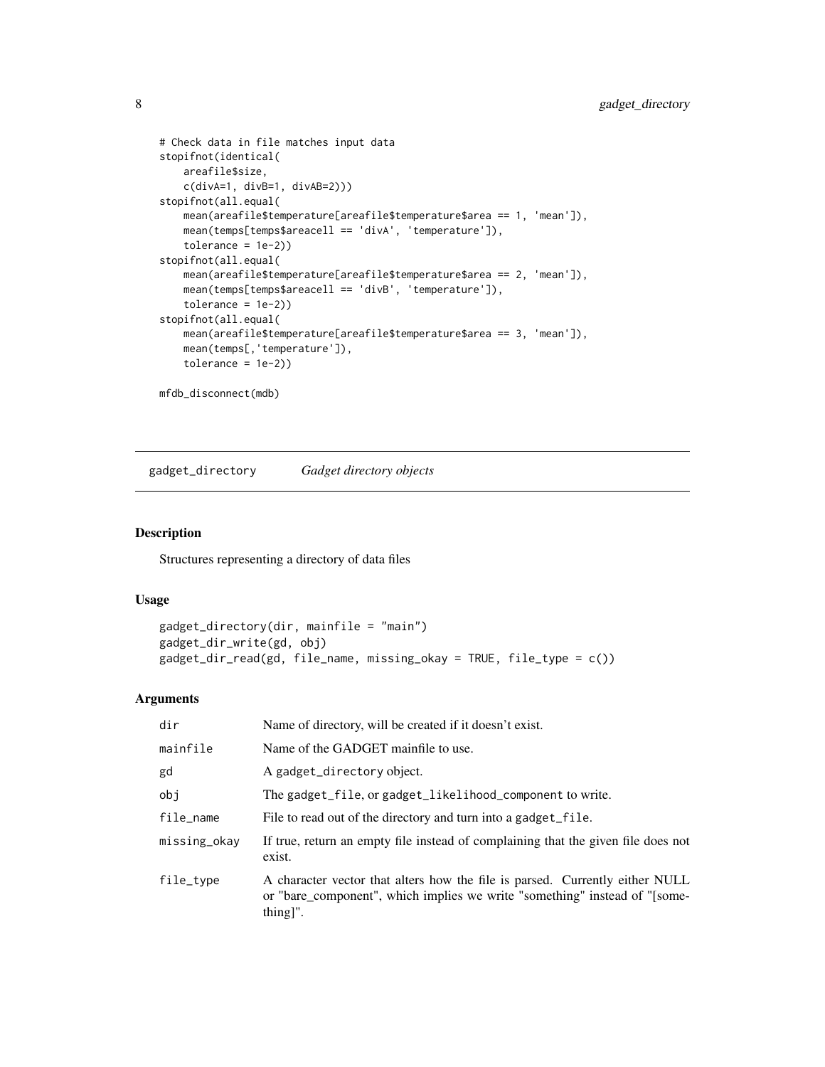```
# Check data in file matches input data
stopifnot(identical(
    areafile$size,
    c(divA=1, divB=1, divAB=2)))
stopifnot(all.equal(
    mean(areafile$temperature[areafile$temperature$area == 1, 'mean']),
    mean(temps[temps$areacell == 'divA', 'temperature']),
    tolerance = 1e-2))
stopifnot(all.equal(
    mean(areafile$temperature[areafile$temperature$area == 2, 'mean']),
    mean(temps[temps$areacell == 'divB', 'temperature']),
    tolerance = 1e-2))
stopifnot(all.equal(
    mean(areafile$temperature[areafile$temperature$area == 3, 'mean']),
    mean(temps[,'temperature']),
    tolerance = 1e-2))

mfdb_disconnect(mdb)
```

## gadget_directory — *Gadget directory objects*

### Description

Structures representing a directory of data files

### Usage

```
gadget_directory(dir, mainfile = "main")
gadget_dir_write(gd, obj)
gadget_dir_read(gd, file_name, missing_okay = TRUE, file_type = c())
```

### Arguments

| | |
|---|---|
| dir | Name of directory, will be created if it doesn't exist. |
| mainfile | Name of the GADGET mainfile to use. |
| gd | A gadget_directory object. |
| obj | The gadget_file, or gadget_likelihood_component to write. |
| file_name | File to read out of the directory and turn into a gadget_file. |
| missing_okay | If true, return an empty file instead of complaining that the given file does not exist. |
| file_type | A character vector that alters how the file is parsed. Currently either NULL or "bare_component", which implies we write "something" instead of "[something]". |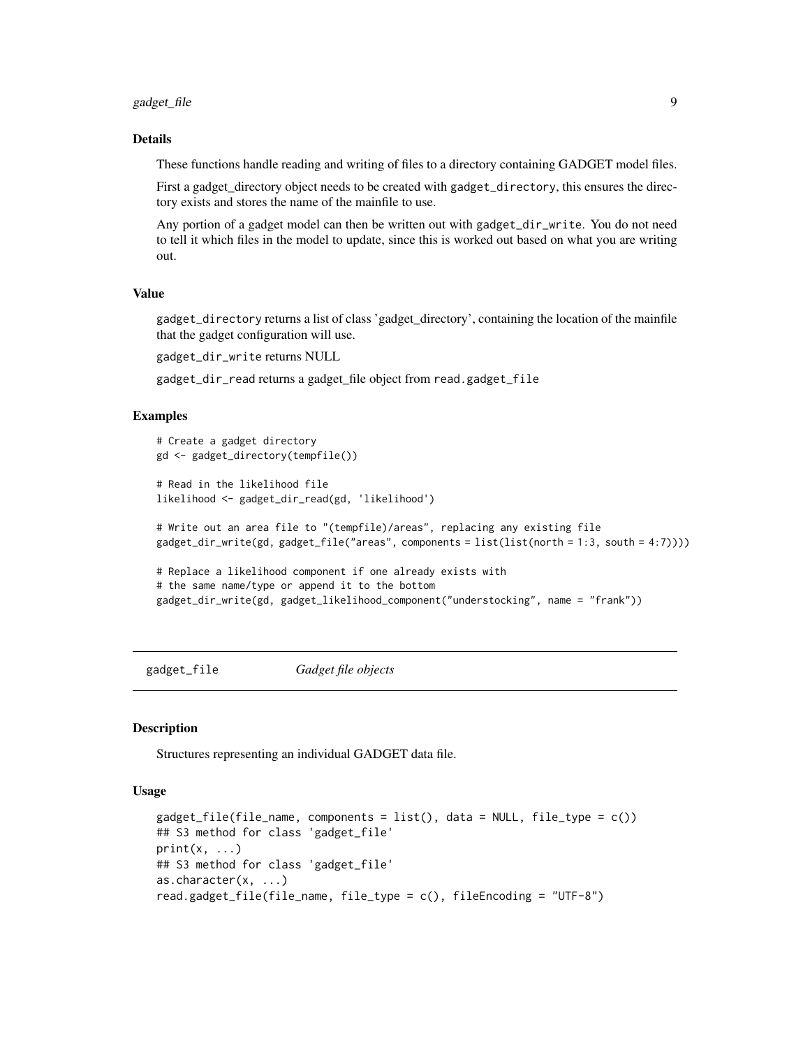### Details

These functions handle reading and writing of files to a directory containing GADGET model files.

First a gadget_directory object needs to be created with `gadget_directory`, this ensures the directory exists and stores the name of the mainfile to use.

Any portion of a gadget model can then be written out with `gadget_dir_write`. You do not need to tell it which files in the model to update, since this is worked out based on what you are writing out.

### Value

`gadget_directory` returns a list of class 'gadget_directory', containing the location of the mainfile that the gadget configuration will use.

`gadget_dir_write` returns NULL

`gadget_dir_read` returns a gadget_file object from `read.gadget_file`

### Examples

```
# Create a gadget directory
gd <- gadget_directory(tempfile())

# Read in the likelihood file
likelihood <- gadget_dir_read(gd, 'likelihood')

# Write out an area file to "(tempfile)/areas", replacing any existing file
gadget_dir_write(gd, gadget_file("areas", components = list(list(north = 1:3, south = 4:7))))

# Replace a likelihood component if one already exists with
# the same name/type or append it to the bottom
gadget_dir_write(gd, gadget_likelihood_component("understocking", name = "frank"))
```

---

## gadget_file *Gadget file objects*

### Description

Structures representing an individual GADGET data file.

### Usage

```
gadget_file(file_name, components = list(), data = NULL, file_type = c())
## S3 method for class 'gadget_file'
print(x, ...)
## S3 method for class 'gadget_file'
as.character(x, ...)
read.gadget_file(file_name, file_type = c(), fileEncoding = "UTF-8")
```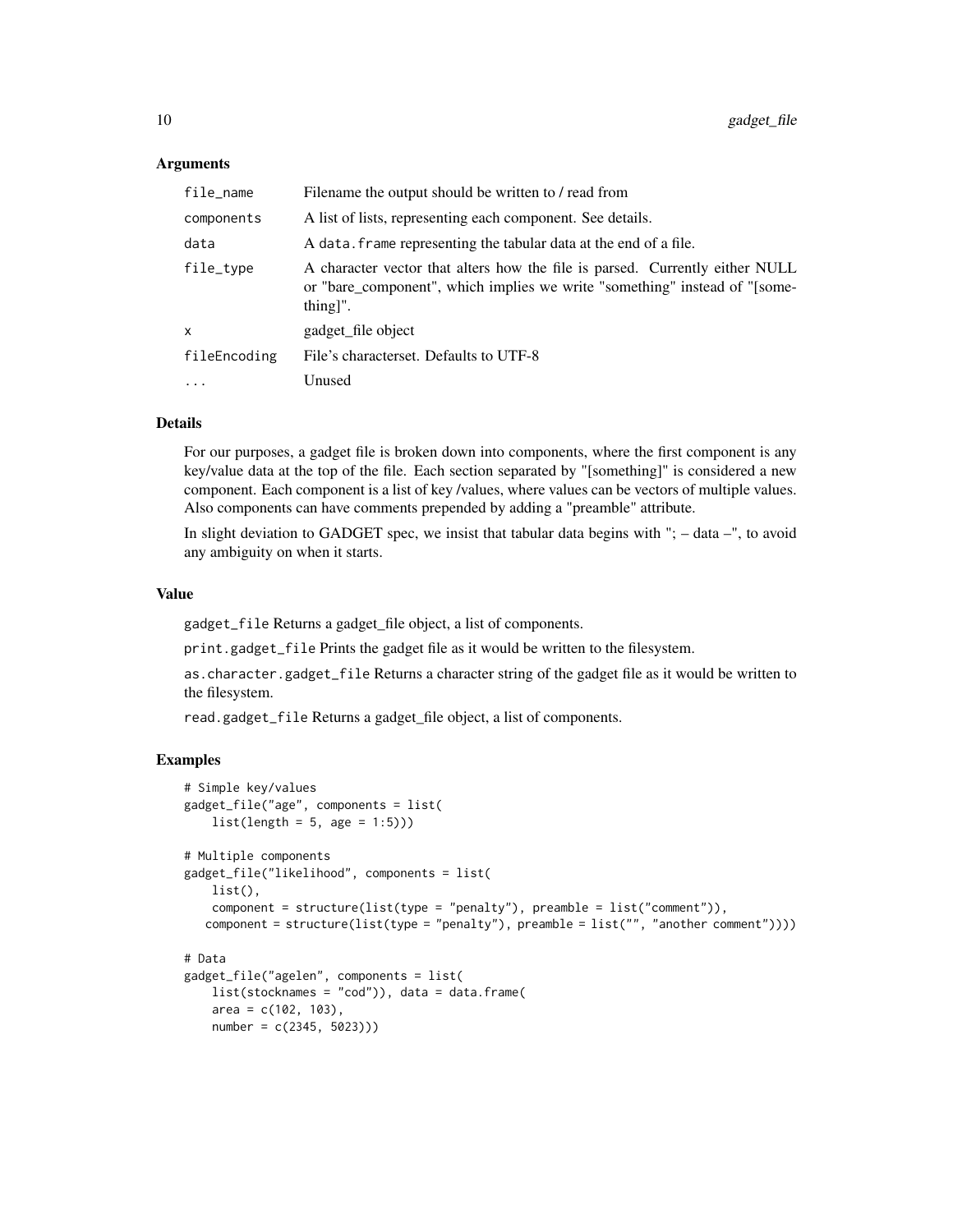### Arguments

| | |
|---|---|
| `file_name` | Filename the output should be written to / read from |
| `components` | A list of lists, representing each component. See details. |
| `data` | A `data.frame` representing the tabular data at the end of a file. |
| `file_type` | A character vector that alters how the file is parsed. Currently either NULL or "bare_component", which implies we write "something" instead of "[something]". |
| `x` | gadget_file object |
| `fileEncoding` | File's characterset. Defaults to UTF-8 |
| `...` | Unused |

### Details

For our purposes, a gadget file is broken down into components, where the first component is any key/value data at the top of the file. Each section separated by "[something]" is considered a new component. Each component is a list of key /values, where values can be vectors of multiple values. Also components can have comments prepended by adding a "preamble" attribute.

In slight deviation to GADGET spec, we insist that tabular data begins with "; – data –", to avoid any ambiguity on when it starts.

### Value

`gadget_file` Returns a gadget_file object, a list of components.

`print.gadget_file` Prints the gadget file as it would be written to the filesystem.

`as.character.gadget_file` Returns a character string of the gadget file as it would be written to the filesystem.

`read.gadget_file` Returns a gadget_file object, a list of components.

### Examples

```
# Simple key/values
gadget_file("age", components = list(
    list(length = 5, age = 1:5)))

# Multiple components
gadget_file("likelihood", components = list(
    list(),
    component = structure(list(type = "penalty"), preamble = list("comment")),
   component = structure(list(type = "penalty"), preamble = list("", "another comment"))))

# Data
gadget_file("agelen", components = list(
    list(stocknames = "cod")), data = data.frame(
    area = c(102, 103),
    number = c(2345, 5023)))
```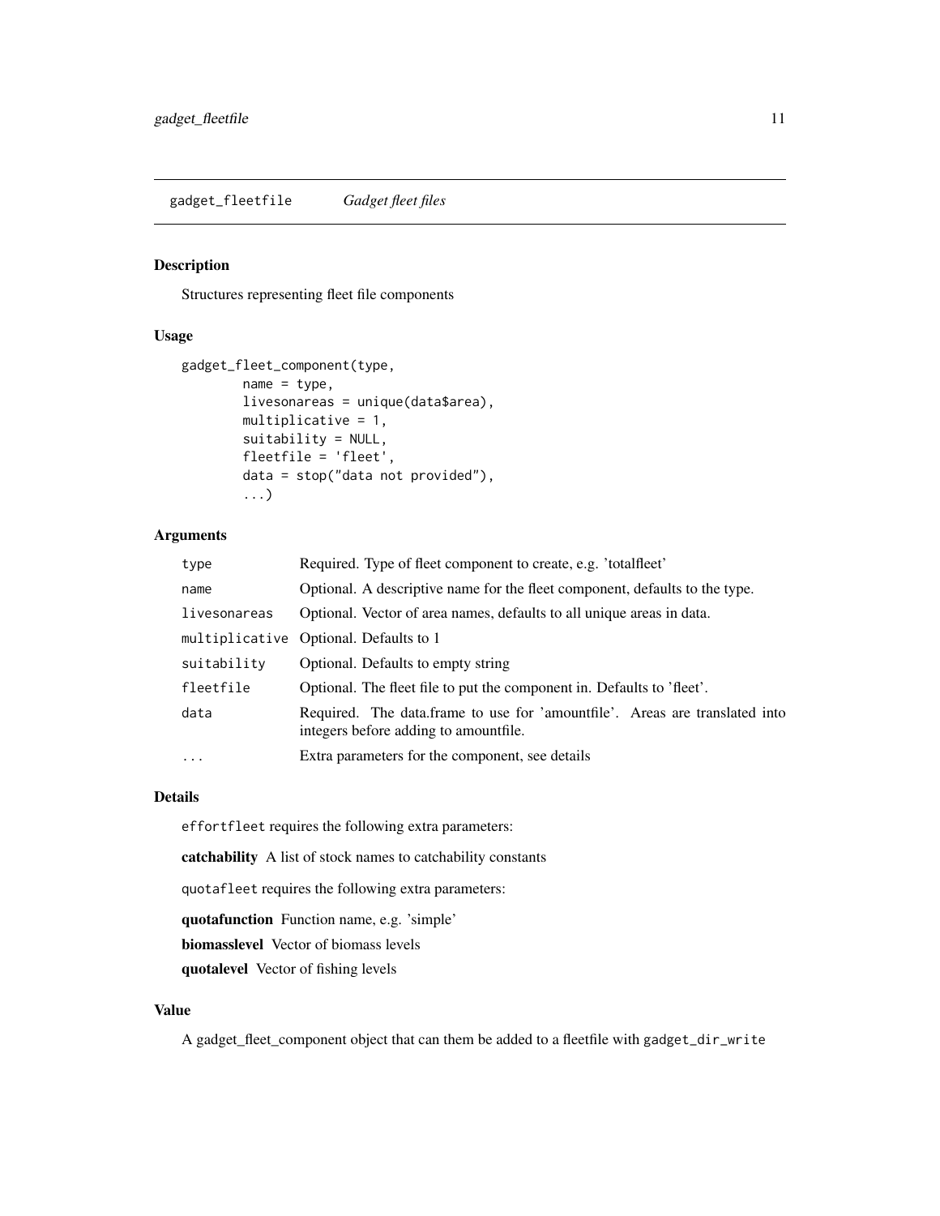# gadget_fleetfile *Gadget fleet files*

## Description

Structures representing fleet file components

## Usage

```
gadget_fleet_component(type,
        name = type,
        livesonareas = unique(data$area),
        multiplicative = 1,
        suitability = NULL,
        fleetfile = 'fleet',
        data = stop("data not provided"),
        ...)
```

## Arguments

| | |
|---|---|
| `type` | Required. Type of fleet component to create, e.g. 'totalfleet' |
| `name` | Optional. A descriptive name for the fleet component, defaults to the type. |
| `livesonareas` | Optional. Vector of area names, defaults to all unique areas in data. |
| `multiplicative` | Optional. Defaults to 1 |
| `suitability` | Optional. Defaults to empty string |
| `fleetfile` | Optional. The fleet file to put the component in. Defaults to 'fleet'. |
| `data` | Required. The data.frame to use for 'amountfile'. Areas are translated into integers before adding to amountfile. |
| `...` | Extra parameters for the component, see details |

## Details

`effortfleet` requires the following extra parameters:

**catchability** A list of stock names to catchability constants

`quotafleet` requires the following extra parameters:

**quotafunction** Function name, e.g. 'simple'

**biomasslevel** Vector of biomass levels

**quotalevel** Vector of fishing levels

## Value

A gadget_fleet_component object that can them be added to a fleetfile with `gadget_dir_write`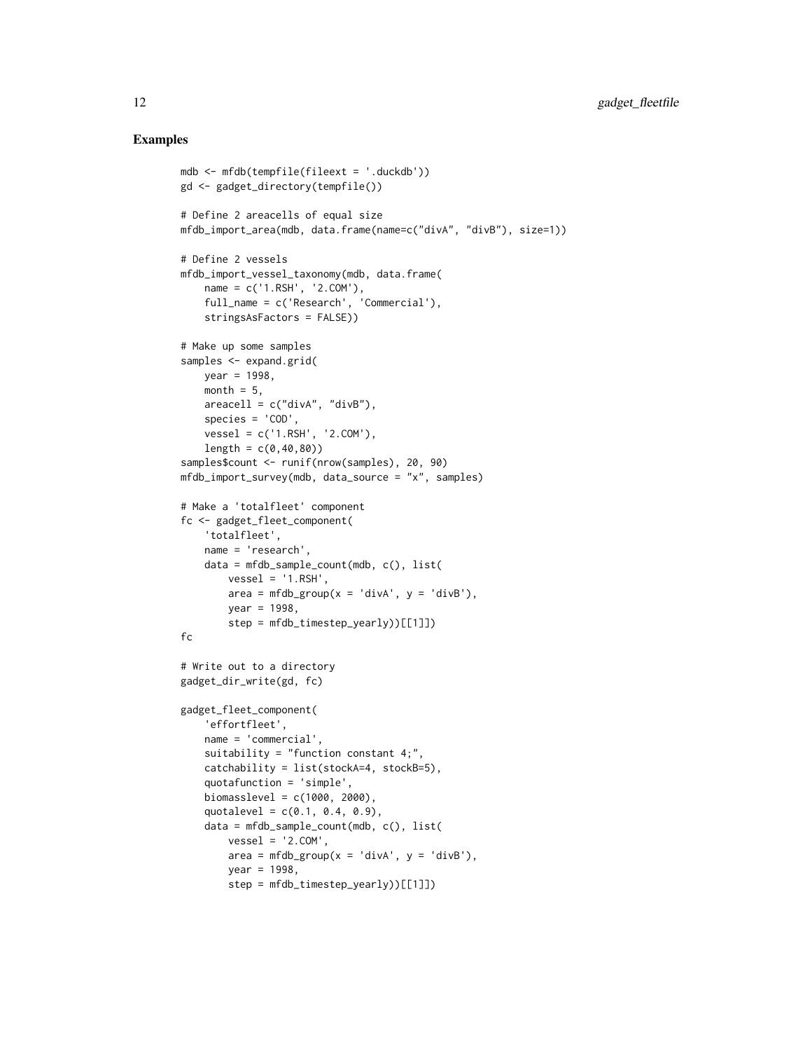## Examples

```
mdb <- mfdb(tempfile(fileext = '.duckdb'))
gd <- gadget_directory(tempfile())

# Define 2 areacells of equal size
mfdb_import_area(mdb, data.frame(name=c("divA", "divB"), size=1))

# Define 2 vessels
mfdb_import_vessel_taxonomy(mdb, data.frame(
    name = c('1.RSH', '2.COM'),
    full_name = c('Research', 'Commercial'),
    stringsAsFactors = FALSE))

# Make up some samples
samples <- expand.grid(
    year = 1998,
    month = 5,
    areacell = c("divA", "divB"),
    species = 'COD',
    vessel = c('1.RSH', '2.COM'),
    length = c(0,40,80))
samples$count <- runif(nrow(samples), 20, 90)
mfdb_import_survey(mdb, data_source = "x", samples)

# Make a 'totalfleet' component
fc <- gadget_fleet_component(
    'totalfleet',
    name = 'research',
    data = mfdb_sample_count(mdb, c(), list(
        vessel = '1.RSH',
        area = mfdb_group(x = 'divA', y = 'divB'),
        year = 1998,
        step = mfdb_timestep_yearly))[[1]])
fc

# Write out to a directory
gadget_dir_write(gd, fc)

gadget_fleet_component(
    'effortfleet',
    name = 'commercial',
    suitability = "function constant 4;",
    catchability = list(stockA=4, stockB=5),
    quotafunction = 'simple',
    biomasslevel = c(1000, 2000),
    quotalevel = c(0.1, 0.4, 0.9),
    data = mfdb_sample_count(mdb, c(), list(
        vessel = '2.COM',
        area = mfdb_group(x = 'divA', y = 'divB'),
        year = 1998,
        step = mfdb_timestep_yearly))[[1]])
```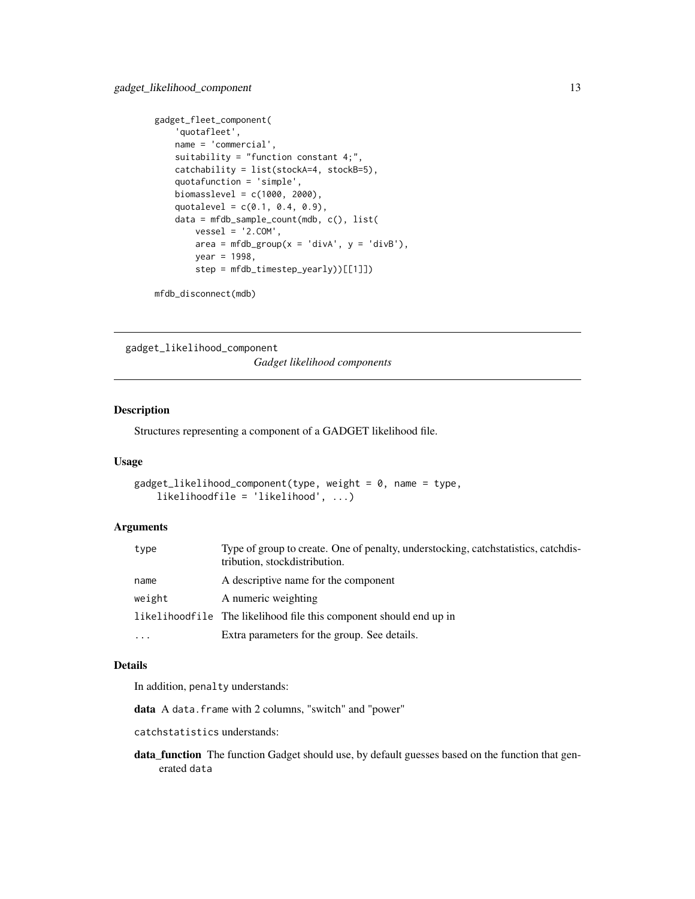```
gadget_fleet_component(
    'quotafleet',
    name = 'commercial',
    suitability = "function constant 4;",
    catchability = list(stockA=4, stockB=5),
    quotafunction = 'simple',
    biomasslevel = c(1000, 2000),
    quotalevel = c(0.1, 0.4, 0.9),
    data = mfdb_sample_count(mdb, c(), list(
        vessel = '2.COM',
        area = mfdb_group(x = 'divA', y = 'divB'),
        year = 1998,
        step = mfdb_timestep_yearly))[[1]])

mfdb_disconnect(mdb)
```

## gadget_likelihood_component

*Gadget likelihood components*

### Description

Structures representing a component of a GADGET likelihood file.

### Usage

```
gadget_likelihood_component(type, weight = 0, name = type,
    likelihoodfile = 'likelihood', ...)
```

### Arguments

| | |
|---|---|
| type | Type of group to create. One of penalty, understocking, catchstatistics, catchdistribution, stockdistribution. |
| name | A descriptive name for the component |
| weight | A numeric weighting |
| likelihoodfile | The likelihood file this component should end up in |
| ... | Extra parameters for the group. See details. |

### Details

In addition, `penalty` understands:

**data** A `data.frame` with 2 columns, "switch" and "power"

`catchstatistics` understands:

**data_function** The function Gadget should use, by default guesses based on the function that generated `data`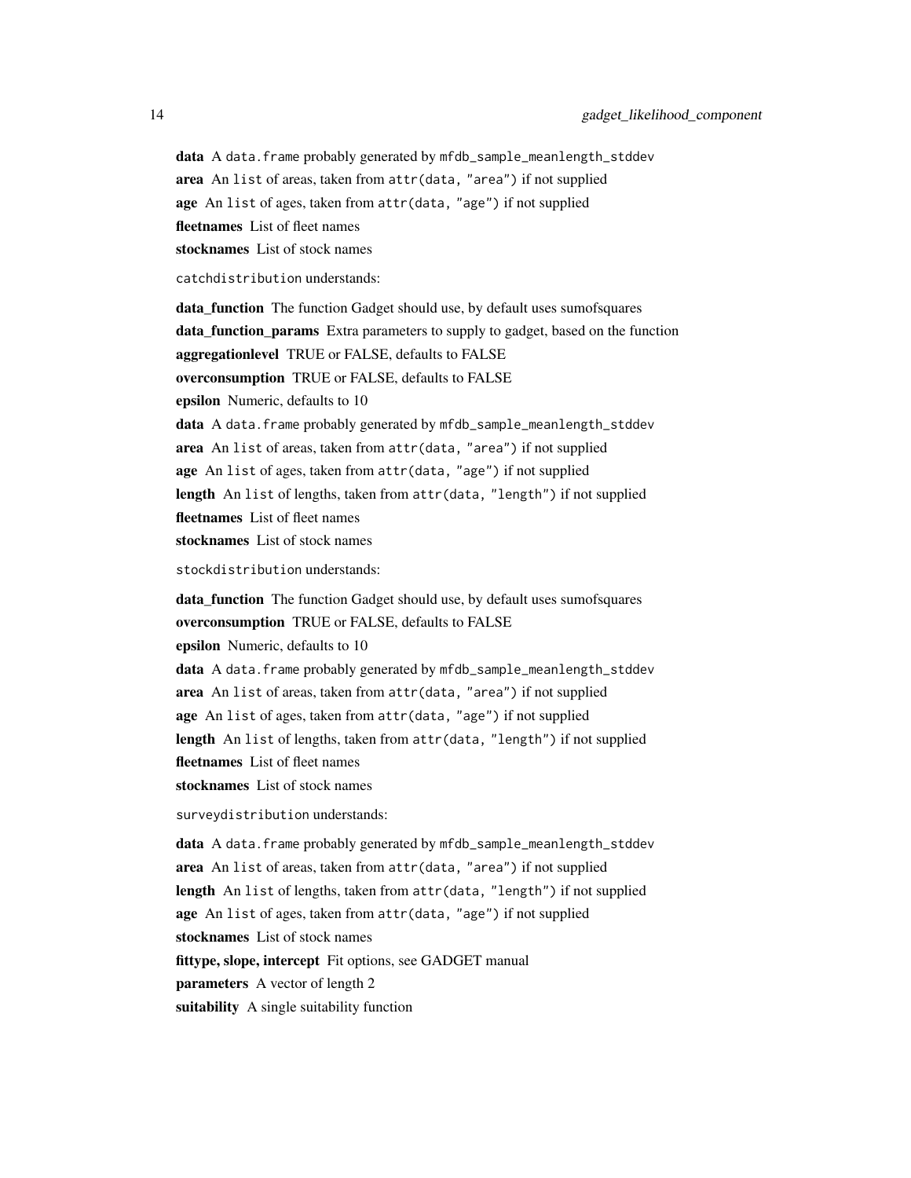**data** A `data.frame` probably generated by `mfdb_sample_meanlength_stddev`

**area** An `list` of areas, taken from `attr(data, "area")` if not supplied

**age** An `list` of ages, taken from `attr(data, "age")` if not supplied

**fleetnames** List of fleet names

**stocknames** List of stock names

`catchdistribution` understands:

**data_function** The function Gadget should use, by default uses sumofsquares

**data_function_params** Extra parameters to supply to gadget, based on the function

**aggregationlevel** TRUE or FALSE, defaults to FALSE

**overconsumption** TRUE or FALSE, defaults to FALSE

**epsilon** Numeric, defaults to 10

**data** A `data.frame` probably generated by `mfdb_sample_meanlength_stddev`

**area** An `list` of areas, taken from `attr(data, "area")` if not supplied

**age** An `list` of ages, taken from `attr(data, "age")` if not supplied

**length** An `list` of lengths, taken from `attr(data, "length")` if not supplied

**fleetnames** List of fleet names

**stocknames** List of stock names

`stockdistribution` understands:

**data_function** The function Gadget should use, by default uses sumofsquares

**overconsumption** TRUE or FALSE, defaults to FALSE

**epsilon** Numeric, defaults to 10

**data** A `data.frame` probably generated by `mfdb_sample_meanlength_stddev`

**area** An `list` of areas, taken from `attr(data, "area")` if not supplied

**age** An `list` of ages, taken from `attr(data, "age")` if not supplied

**length** An `list` of lengths, taken from `attr(data, "length")` if not supplied

**fleetnames** List of fleet names

**stocknames** List of stock names

`surveydistribution` understands:

**data** A `data.frame` probably generated by `mfdb_sample_meanlength_stddev`

**area** An `list` of areas, taken from `attr(data, "area")` if not supplied

**length** An `list` of lengths, taken from `attr(data, "length")` if not supplied

**age** An `list` of ages, taken from `attr(data, "age")` if not supplied

**stocknames** List of stock names

**fittype, slope, intercept** Fit options, see GADGET manual

**parameters** A vector of length 2

**suitability** A single suitability function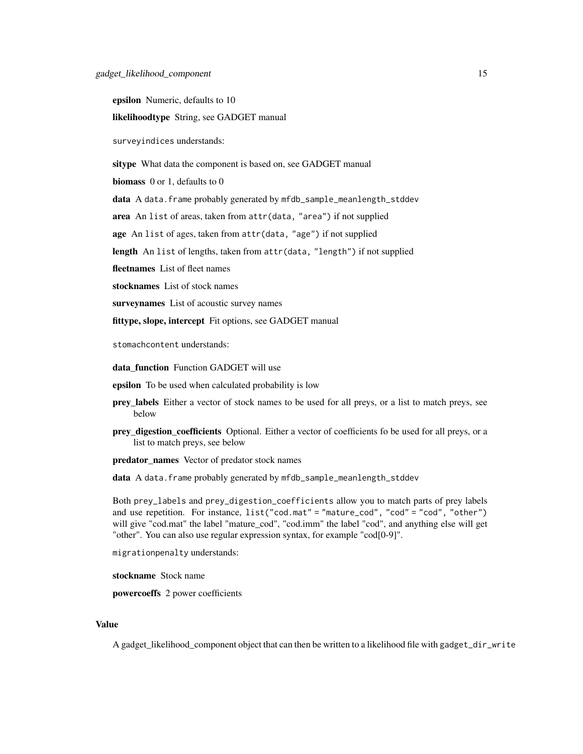**epsilon** Numeric, defaults to 10

**likelihoodtype** String, see GADGET manual

`surveyindices` understands:

**sitype** What data the component is based on, see GADGET manual

**biomass** 0 or 1, defaults to 0

**data** A `data.frame` probably generated by `mfdb_sample_meanlength_stddev`

**area** An `list` of areas, taken from `attr(data, "area")` if not supplied

**age** An `list` of ages, taken from `attr(data, "age")` if not supplied

**length** An `list` of lengths, taken from `attr(data, "length")` if not supplied

**fleetnames** List of fleet names

**stocknames** List of stock names

**surveynames** List of acoustic survey names

**fittype, slope, intercept** Fit options, see GADGET manual

`stomachcontent` understands:

**data_function** Function GADGET will use

**epsilon** To be used when calculated probability is low

**prey_labels** Either a vector of stock names to be used for all preys, or a list to match preys, see below

**prey_digestion_coefficients** Optional. Either a vector of coefficients fo be used for all preys, or a list to match preys, see below

**predator_names** Vector of predator stock names

**data** A `data.frame` probably generated by `mfdb_sample_meanlength_stddev`

Both `prey_labels` and `prey_digestion_coefficients` allow you to match parts of prey labels and use repetition. For instance, `list("cod.mat" = "mature_cod", "cod" = "cod", "other")` will give "cod.mat" the label "mature_cod", "cod.imm" the label "cod", and anything else will get "other". You can also use regular expression syntax, for example "cod[0-9]".

`migrationpenalty` understands:

**stockname** Stock name

**powercoeffs** 2 power coefficients

## Value

A gadget_likelihood_component object that can then be written to a likelihood file with `gadget_dir_write`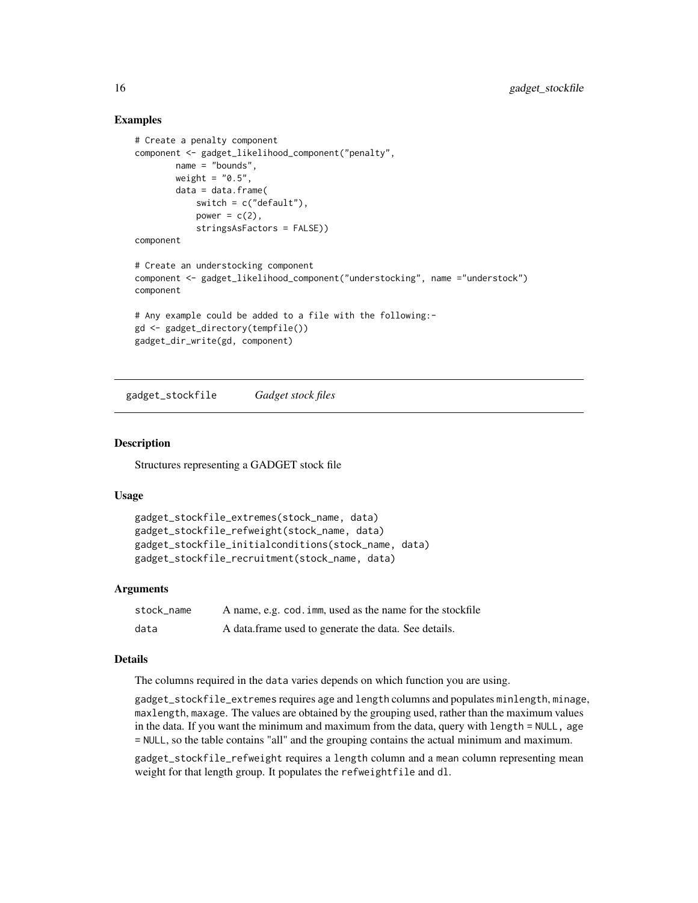## Examples

```
# Create a penalty component
component <- gadget_likelihood_component("penalty",
        name = "bounds",
        weight = "0.5",
        data = data.frame(
            switch = c("default"),
            power = c(2),
            stringsAsFactors = FALSE))
component

# Create an understocking component
component <- gadget_likelihood_component("understocking", name ="understock")
component

# Any example could be added to a file with the following:-
gd <- gadget_directory(tempfile())
gadget_dir_write(gd, component)
```

---

# gadget_stockfile *Gadget stock files*

## Description

Structures representing a GADGET stock file

## Usage

```
gadget_stockfile_extremes(stock_name, data)
gadget_stockfile_refweight(stock_name, data)
gadget_stockfile_initialconditions(stock_name, data)
gadget_stockfile_recruitment(stock_name, data)
```

## Arguments

| | |
|---|---|
| stock_name | A name, e.g. `cod.imm`, used as the name for the stockfile |
| data | A data.frame used to generate the data. See details. |

## Details

The columns required in the `data` varies depends on which function you are using.

`gadget_stockfile_extremes` requires `age` and `length` columns and populates `minlength`, `minage`, `maxlength`, `maxage`. The values are obtained by the grouping used, rather than the maximum values in the data. If you want the minimum and maximum from the data, query with `length = NULL, age = NULL`, so the table contains "all" and the grouping contains the actual minimum and maximum.

`gadget_stockfile_refweight` requires a `length` column and a `mean` column representing mean weight for that length group. It populates the `refweightfile` and `dl`.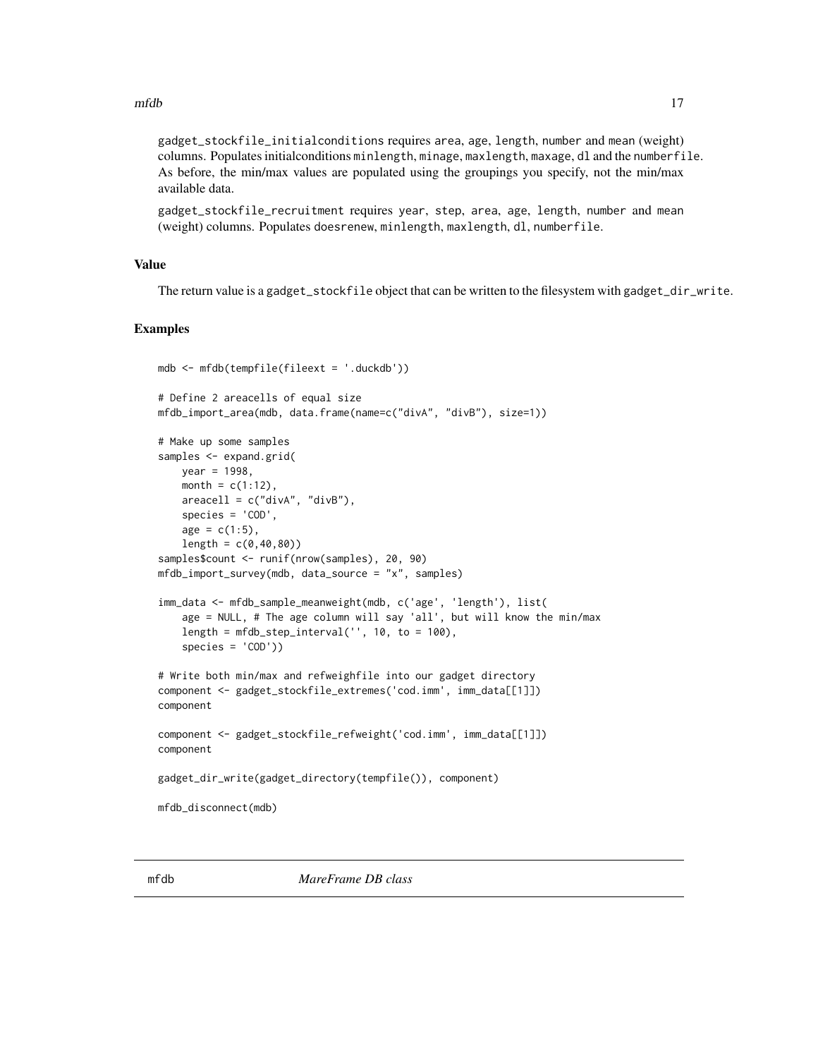gadget_stockfile_initialconditions requires area, age, length, number and mean (weight) columns. Populates initialconditions minlength, minage, maxlength, maxage, dl and the numberfile. As before, the min/max values are populated using the groupings you specify, not the min/max available data.

gadget_stockfile_recruitment requires year, step, area, age, length, number and mean (weight) columns. Populates doesrenew, minlength, maxlength, dl, numberfile.

### Value

The return value is a gadget_stockfile object that can be written to the filesystem with gadget_dir_write.

### Examples

```
mdb <- mfdb(tempfile(fileext = '.duckdb'))

# Define 2 areacells of equal size
mfdb_import_area(mdb, data.frame(name=c("divA", "divB"), size=1))

# Make up some samples
samples <- expand.grid(
    year = 1998,
    month = c(1:12),
    areacell = c("divA", "divB"),
    species = 'COD',
    age = c(1:5),
    length = c(0,40,80))
samples$count <- runif(nrow(samples), 20, 90)
mfdb_import_survey(mdb, data_source = "x", samples)

imm_data <- mfdb_sample_meanweight(mdb, c('age', 'length'), list(
    age = NULL, # The age column will say 'all', but will know the min/max
    length = mfdb_step_interval('', 10, to = 100),
    species = 'COD'))

# Write both min/max and refweighfile into our gadget directory
component <- gadget_stockfile_extremes('cod.imm', imm_data[[1]])
component

component <- gadget_stockfile_refweight('cod.imm', imm_data[[1]])
component

gadget_dir_write(gadget_directory(tempfile()), component)

mfdb_disconnect(mdb)
```

---

## mfdb *MareFrame DB class*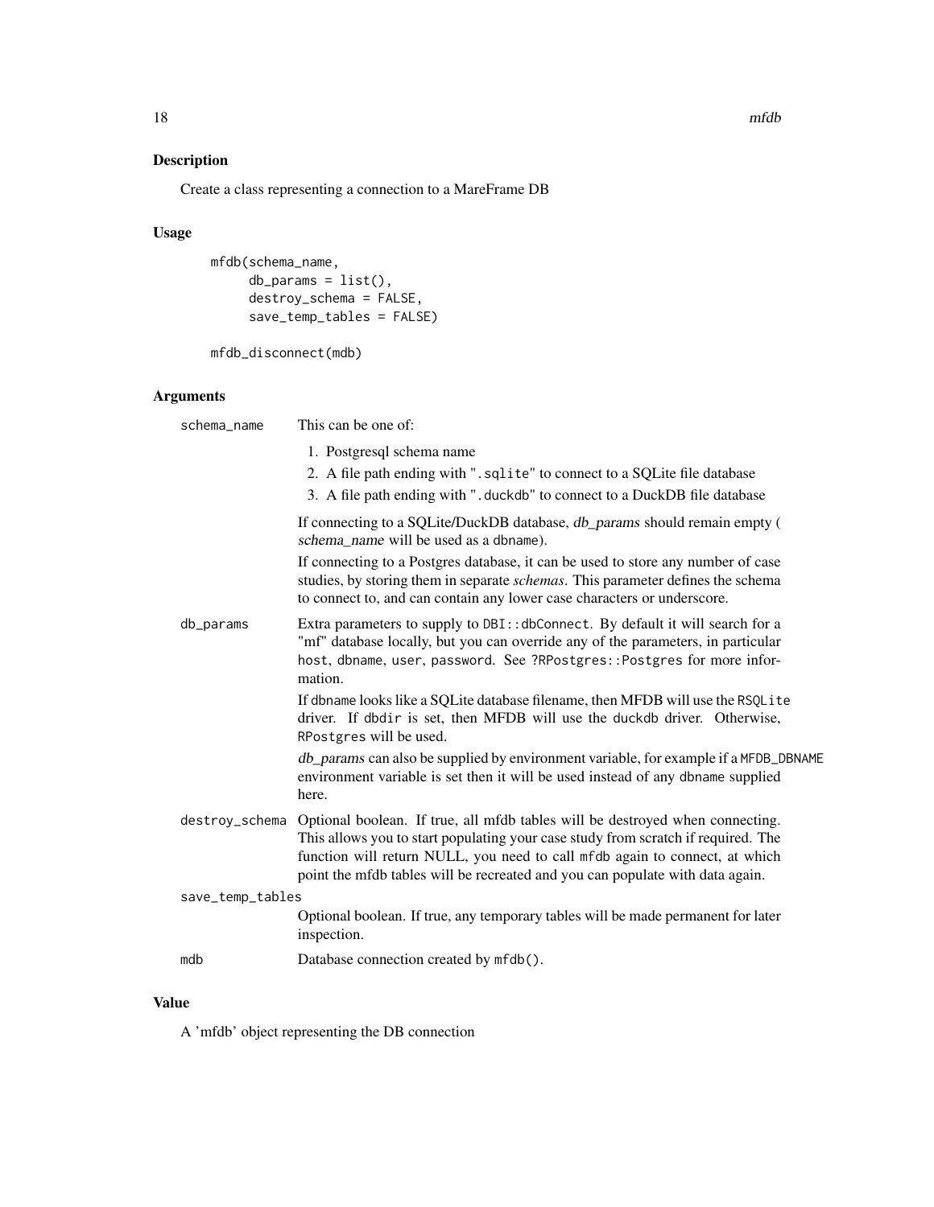## Description

Create a class representing a connection to a MareFrame DB

## Usage

```
mfdb(schema_name,
     db_params = list(),
     destroy_schema = FALSE,
     save_temp_tables = FALSE)

mfdb_disconnect(mdb)
```

## Arguments

**schema_name**
This can be one of:

1. Postgresql schema name
2. A file path ending with ".sqlite" to connect to a SQLite file database
3. A file path ending with ".duckdb" to connect to a DuckDB file database

If connecting to a SQLite/DuckDB database, *db_params* should remain empty ( *schema_name* will be used as a `dbname`).

If connecting to a Postgres database, it can be used to store any number of case studies, by storing them in separate *schemas*. This parameter defines the schema to connect to, and can contain any lower case characters or underscore.

**db_params**
Extra parameters to supply to `DBI::dbConnect`. By default it will search for a "mf" database locally, but you can override any of the parameters, in particular `host`, `dbname`, `user`, `password`. See `?RPostgres::Postgres` for more information.

If `dbname` looks like a SQLite database filename, then MFDB will use the `RSQLite` driver. If `dbdir` is set, then MFDB will use the `duckdb` driver. Otherwise, `RPostgres` will be used.

*db_params* can also be supplied by environment variable, for example if a `MFDB_DBNAME` environment variable is set then it will be used instead of any `dbname` supplied here.

**destroy_schema**
Optional boolean. If true, all mfdb tables will be destroyed when connecting. This allows you to start populating your case study from scratch if required. The function will return NULL, you need to call `mfdb` again to connect, at which point the mfdb tables will be recreated and you can populate with data again.

**save_temp_tables**
Optional boolean. If true, any temporary tables will be made permanent for later inspection.

**mdb**
Database connection created by `mfdb()`.

## Value

A 'mfdb' object representing the DB connection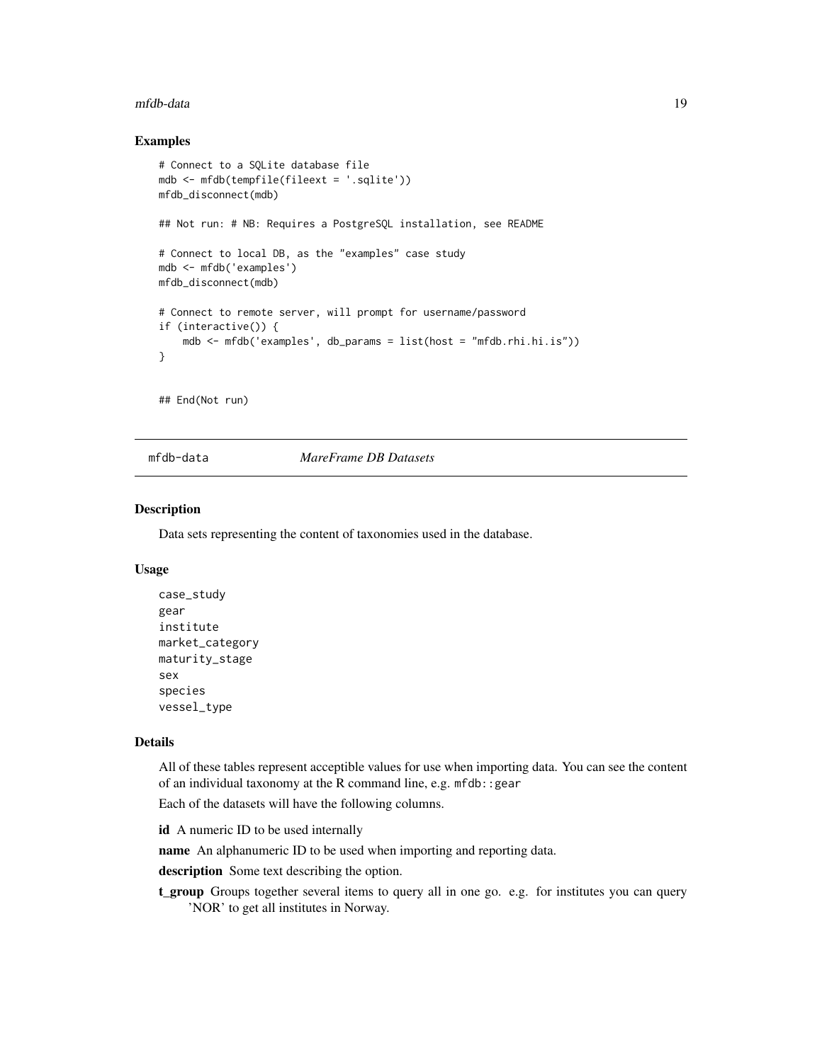## Examples

```
# Connect to a SQLite database file
mdb <- mfdb(tempfile(fileext = '.sqlite'))
mfdb_disconnect(mdb)

## Not run: # NB: Requires a PostgreSQL installation, see README

# Connect to local DB, as the "examples" case study
mdb <- mfdb('examples')
mfdb_disconnect(mdb)

# Connect to remote server, will prompt for username/password
if (interactive()) {
    mdb <- mfdb('examples', db_params = list(host = "mfdb.rhi.hi.is"))
}


## End(Not run)
```

---

# mfdb-data *MareFrame DB Datasets*

---

## Description

Data sets representing the content of taxonomies used in the database.

## Usage

```
case_study
gear
institute
market_category
maturity_stage
sex
species
vessel_type
```

## Details

All of these tables represent acceptible values for use when importing data. You can see the content of an individual taxonomy at the R command line, e.g. `mfdb::gear`

Each of the datasets will have the following columns.

**id** A numeric ID to be used internally

**name** An alphanumeric ID to be used when importing and reporting data.

**description** Some text describing the option.

**t_group** Groups together several items to query all in one go. e.g. for institutes you can query 'NOR' to get all institutes in Norway.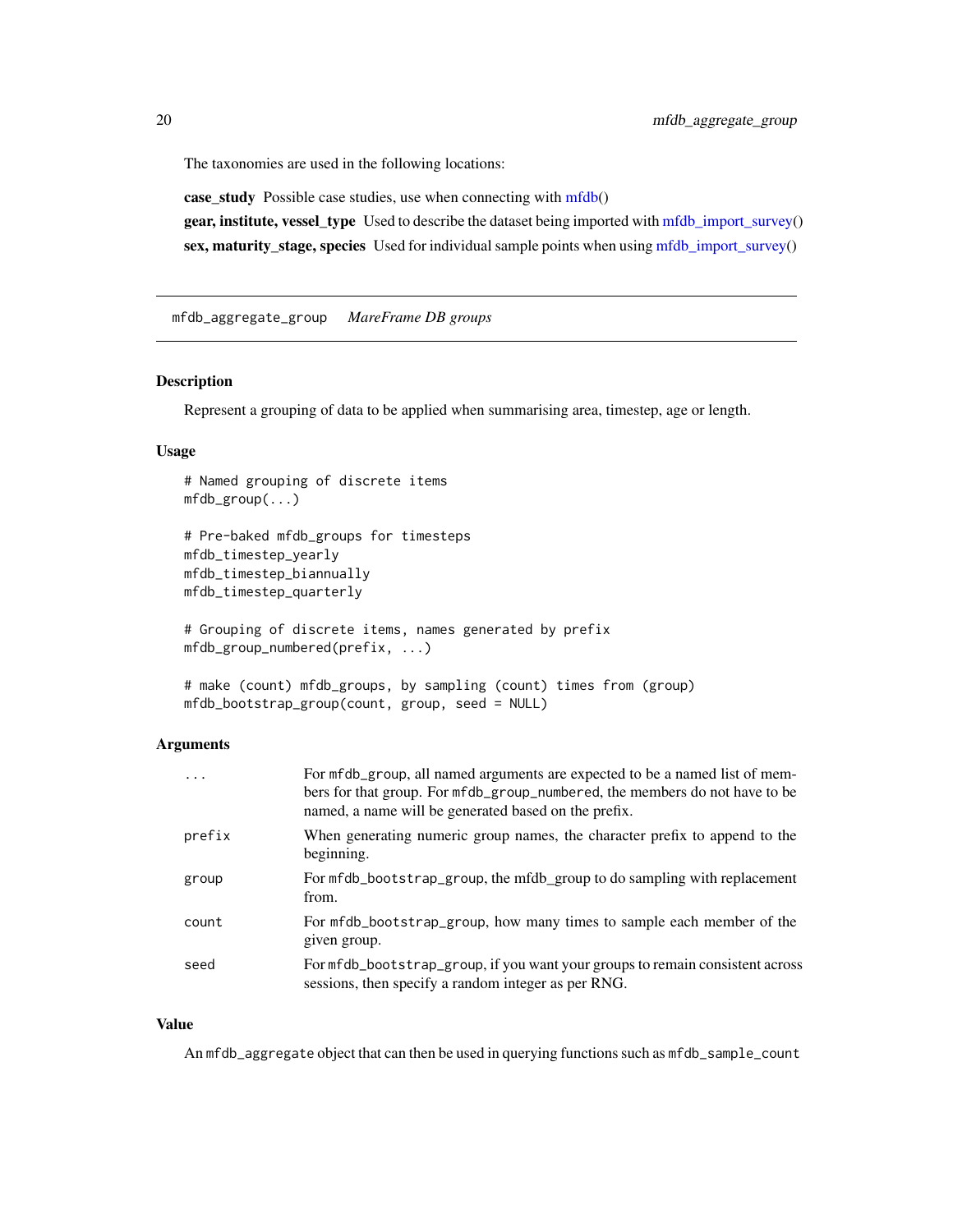The taxonomies are used in the following locations:

**case_study** Possible case studies, use when connecting with mfdb()

**gear, institute, vessel_type** Used to describe the dataset being imported with mfdb_import_survey()

**sex, maturity_stage, species** Used for individual sample points when using mfdb_import_survey()

---

`mfdb_aggregate_group` *MareFrame DB groups*

---

### Description

Represent a grouping of data to be applied when summarising area, timestep, age or length.

### Usage

```
# Named grouping of discrete items
mfdb_group(...)

# Pre-baked mfdb_groups for timesteps
mfdb_timestep_yearly
mfdb_timestep_biannually
mfdb_timestep_quarterly

# Grouping of discrete items, names generated by prefix
mfdb_group_numbered(prefix, ...)

# make (count) mfdb_groups, by sampling (count) times from (group)
mfdb_bootstrap_group(count, group, seed = NULL)
```

### Arguments

| | |
|---|---|
| `...` | For `mfdb_group`, all named arguments are expected to be a named list of members for that group. For `mfdb_group_numbered`, the members do not have to be named, a name will be generated based on the prefix. |
| `prefix` | When generating numeric group names, the character prefix to append to the beginning. |
| `group` | For `mfdb_bootstrap_group`, the mfdb_group to do sampling with replacement from. |
| `count` | For `mfdb_bootstrap_group`, how many times to sample each member of the given group. |
| `seed` | For `mfdb_bootstrap_group`, if you want your groups to remain consistent across sessions, then specify a random integer as per RNG. |

### Value

An `mfdb_aggregate` object that can then be used in querying functions such as `mfdb_sample_count`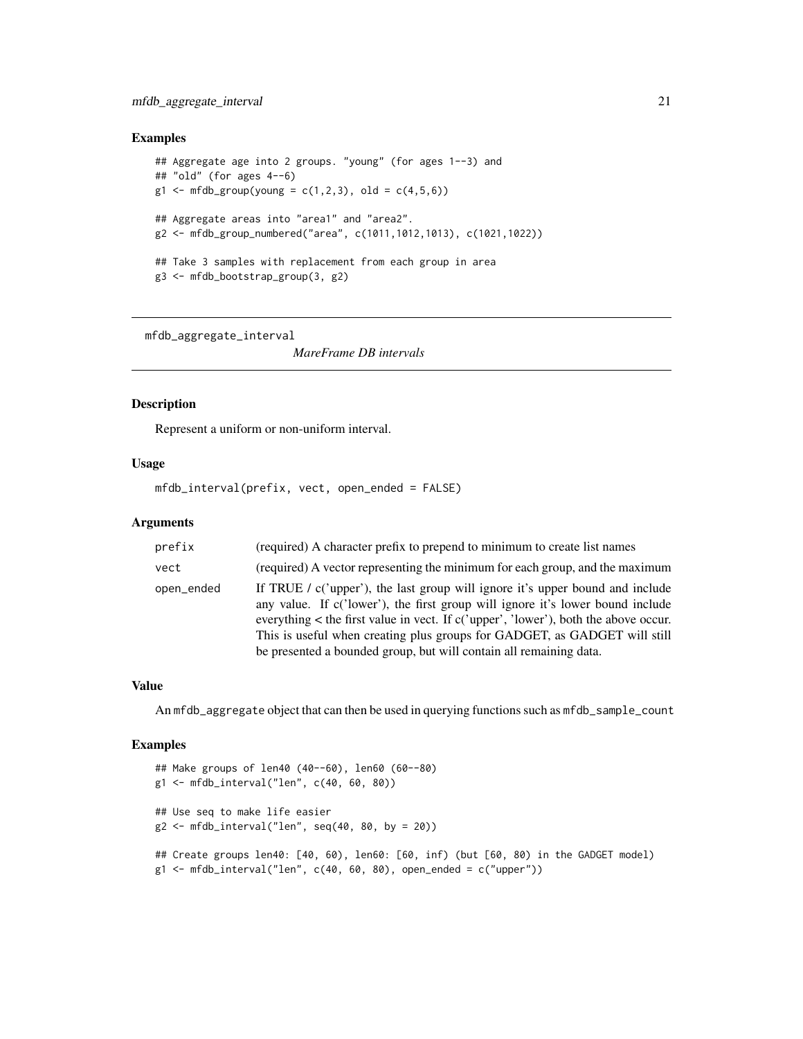### Examples

```
## Aggregate age into 2 groups. "young" (for ages 1--3) and
## "old" (for ages 4--6)
g1 <- mfdb_group(young = c(1,2,3), old = c(4,5,6))

## Aggregate areas into "area1" and "area2".
g2 <- mfdb_group_numbered("area", c(1011,1012,1013), c(1021,1022))

## Take 3 samples with replacement from each group in area
g3 <- mfdb_bootstrap_group(3, g2)
```

---

## mfdb_aggregate_interval

*MareFrame DB intervals*

---

### Description

Represent a uniform or non-uniform interval.

### Usage

```
mfdb_interval(prefix, vect, open_ended = FALSE)
```

### Arguments

| | |
|---|---|
| prefix | (required) A character prefix to prepend to minimum to create list names |
| vect | (required) A vector representing the minimum for each group, and the maximum |
| open_ended | If TRUE / c('upper'), the last group will ignore it's upper bound and include any value. If c('lower'), the first group will ignore it's lower bound include everything < the first value in vect. If c('upper', 'lower'), both the above occur. This is useful when creating plus groups for GADGET, as GADGET will still be presented a bounded group, but will contain all remaining data. |

### Value

An mfdb_aggregate object that can then be used in querying functions such as mfdb_sample_count

### Examples

```
## Make groups of len40 (40--60), len60 (60--80)
g1 <- mfdb_interval("len", c(40, 60, 80))

## Use seq to make life easier
g2 <- mfdb_interval("len", seq(40, 80, by = 20))

## Create groups len40: [40, 60), len60: [60, inf) (but [60, 80) in the GADGET model)
g1 <- mfdb_interval("len", c(40, 60, 80), open_ended = c("upper"))
```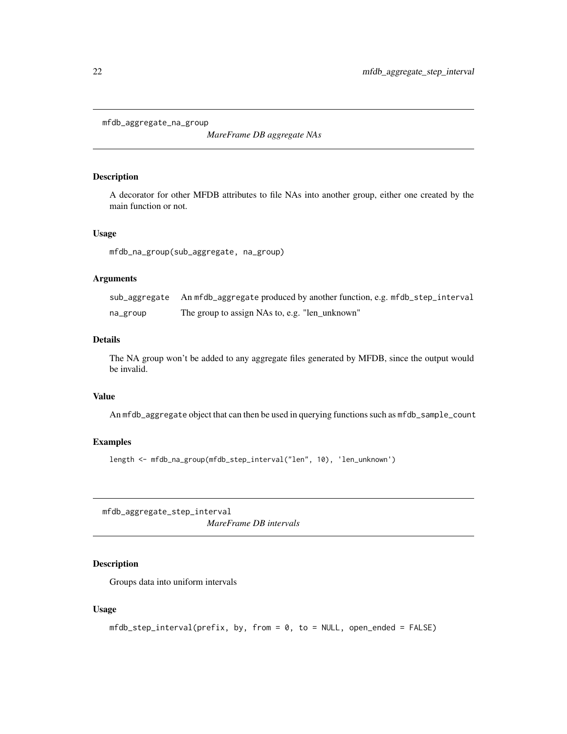## mfdb_aggregate_na_group

*MareFrame DB aggregate NAs*

### Description

A decorator for other MFDB attributes to file NAs into another group, either one created by the main function or not.

### Usage

```
mfdb_na_group(sub_aggregate, na_group)
```

### Arguments

| | |
|---|---|
| sub_aggregate | An `mfdb_aggregate` produced by another function, e.g. `mfdb_step_interval` |
| na_group | The group to assign NAs to, e.g. "len_unknown" |

### Details

The NA group won't be added to any aggregate files generated by MFDB, since the output would be invalid.

### Value

An `mfdb_aggregate` object that can then be used in querying functions such as `mfdb_sample_count`

### Examples

```
length <- mfdb_na_group(mfdb_step_interval("len", 10), 'len_unknown')
```

## mfdb_aggregate_step_interval

*MareFrame DB intervals*

### Description

Groups data into uniform intervals

### Usage

```
mfdb_step_interval(prefix, by, from = 0, to = NULL, open_ended = FALSE)
```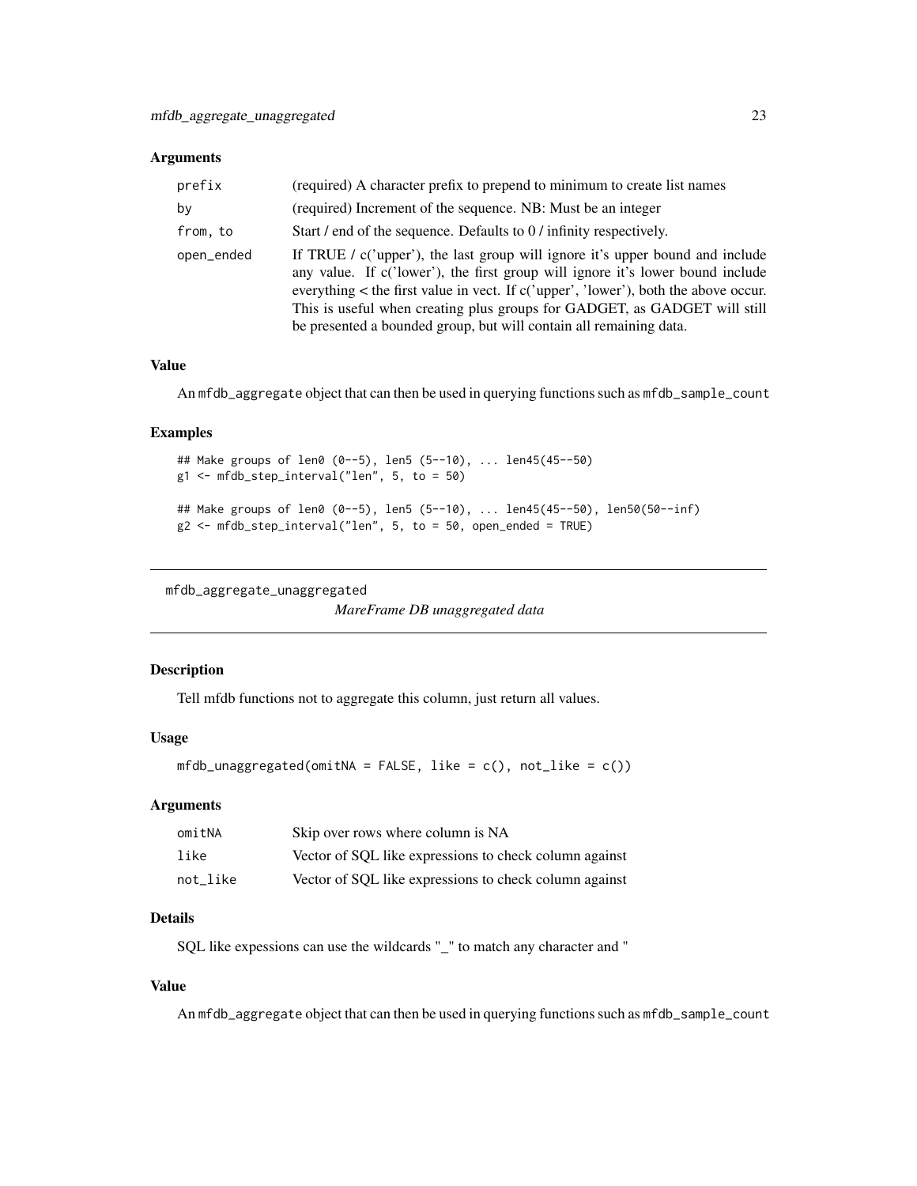### Arguments

| | |
|---|---|
| prefix | (required) A character prefix to prepend to minimum to create list names |
| by | (required) Increment of the sequence. NB: Must be an integer |
| from, to | Start / end of the sequence. Defaults to 0 / infinity respectively. |
| open_ended | If TRUE / c('upper'), the last group will ignore it's upper bound and include any value. If c('lower'), the first group will ignore it's lower bound include everything < the first value in vect. If c('upper', 'lower'), both the above occur. This is useful when creating plus groups for GADGET, as GADGET will still be presented a bounded group, but will contain all remaining data. |

### Value

An mfdb_aggregate object that can then be used in querying functions such as mfdb_sample_count

### Examples

```
## Make groups of len0 (0--5), len5 (5--10), ... len45(45--50)
g1 <- mfdb_step_interval("len", 5, to = 50)

## Make groups of len0 (0--5), len5 (5--10), ... len45(45--50), len50(50--inf)
g2 <- mfdb_step_interval("len", 5, to = 50, open_ended = TRUE)
```

---

## mfdb_aggregate_unaggregated

*MareFrame DB unaggregated data*

---

### Description

Tell mfdb functions not to aggregate this column, just return all values.

### Usage

```
mfdb_unaggregated(omitNA = FALSE, like = c(), not_like = c())
```

### Arguments

| | |
|---|---|
| omitNA | Skip over rows where column is NA |
| like | Vector of SQL like expressions to check column against |
| not_like | Vector of SQL like expressions to check column against |

### Details

SQL like expessions can use the wildcards "_" to match any character and "

### Value

An mfdb_aggregate object that can then be used in querying functions such as mfdb_sample_count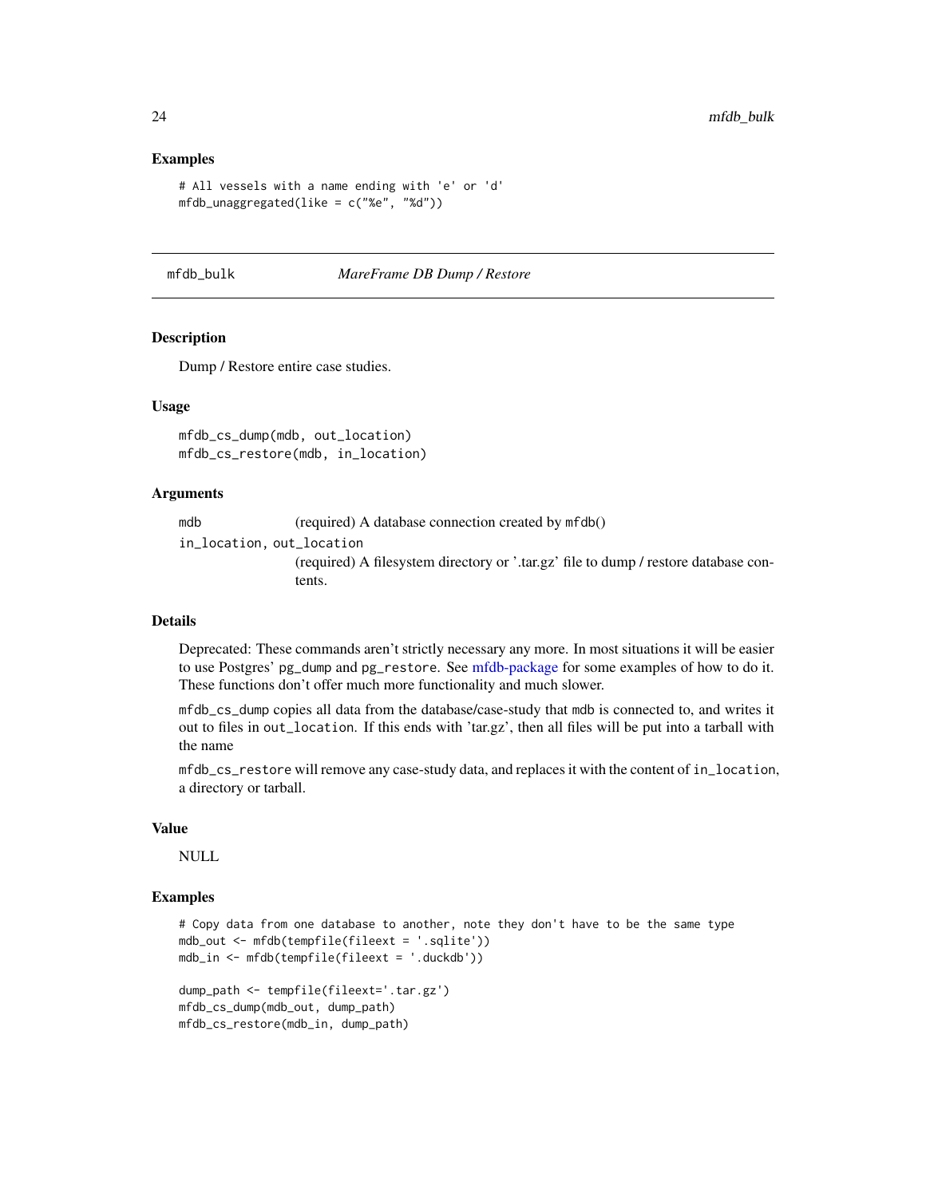## Examples

```
# All vessels with a name ending with 'e' or 'd'
mfdb_unaggregated(like = c("%e", "%d"))
```

---

mfdb_bulk *MareFrame DB Dump / Restore*

---

## Description

Dump / Restore entire case studies.

## Usage

```
mfdb_cs_dump(mdb, out_location)
mfdb_cs_restore(mdb, in_location)
```

## Arguments

`mdb` (required) A database connection created by `mfdb()`

`in_location, out_location` (required) A filesystem directory or '.tar.gz' file to dump / restore database contents.

## Details

Deprecated: These commands aren't strictly necessary any more. In most situations it will be easier to use Postgres' `pg_dump` and `pg_restore`. See mfdb-package for some examples of how to do it. These functions don't offer much more functionality and much slower.

`mfdb_cs_dump` copies all data from the database/case-study that `mdb` is connected to, and writes it out to files in `out_location`. If this ends with 'tar.gz', then all files will be put into a tarball with the name

`mfdb_cs_restore` will remove any case-study data, and replaces it with the content of `in_location`, a directory or tarball.

## Value

NULL

## Examples

```
# Copy data from one database to another, note they don't have to be the same type
mdb_out <- mfdb(tempfile(fileext = '.sqlite'))
mdb_in <- mfdb(tempfile(fileext = '.duckdb'))

dump_path <- tempfile(fileext='.tar.gz')
mfdb_cs_dump(mdb_out, dump_path)
mfdb_cs_restore(mdb_in, dump_path)
```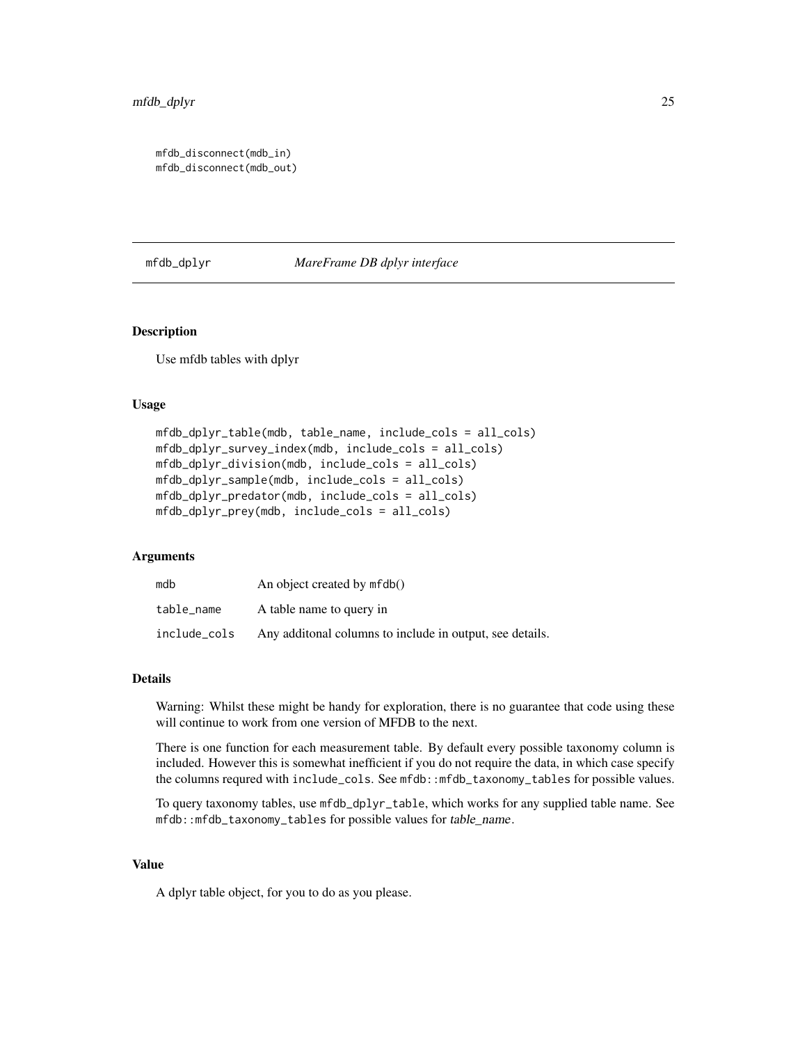```
mfdb_disconnect(mdb_in)
mfdb_disconnect(mdb_out)
```

---

## mfdb_dplyr — *MareFrame DB dplyr interface*

---

### Description

Use mfdb tables with dplyr

### Usage

```
mfdb_dplyr_table(mdb, table_name, include_cols = all_cols)
mfdb_dplyr_survey_index(mdb, include_cols = all_cols)
mfdb_dplyr_division(mdb, include_cols = all_cols)
mfdb_dplyr_sample(mdb, include_cols = all_cols)
mfdb_dplyr_predator(mdb, include_cols = all_cols)
mfdb_dplyr_prey(mdb, include_cols = all_cols)
```

### Arguments

| | |
|---|---|
| `mdb` | An object created by `mfdb()` |
| `table_name` | A table name to query in |
| `include_cols` | Any additonal columns to include in output, see details. |

### Details

Warning: Whilst these might be handy for exploration, there is no guarantee that code using these will continue to work from one version of MFDB to the next.

There is one function for each measurement table. By default every possible taxonomy column is included. However this is somewhat inefficient if you do not require the data, in which case specify the columns requred with `include_cols`. See `mfdb::mfdb_taxonomy_tables` for possible values.

To query taxonomy tables, use `mfdb_dplyr_table`, which works for any supplied table name. See `mfdb::mfdb_taxonomy_tables` for possible values for *table_name*.

### Value

A dplyr table object, for you to do as you please.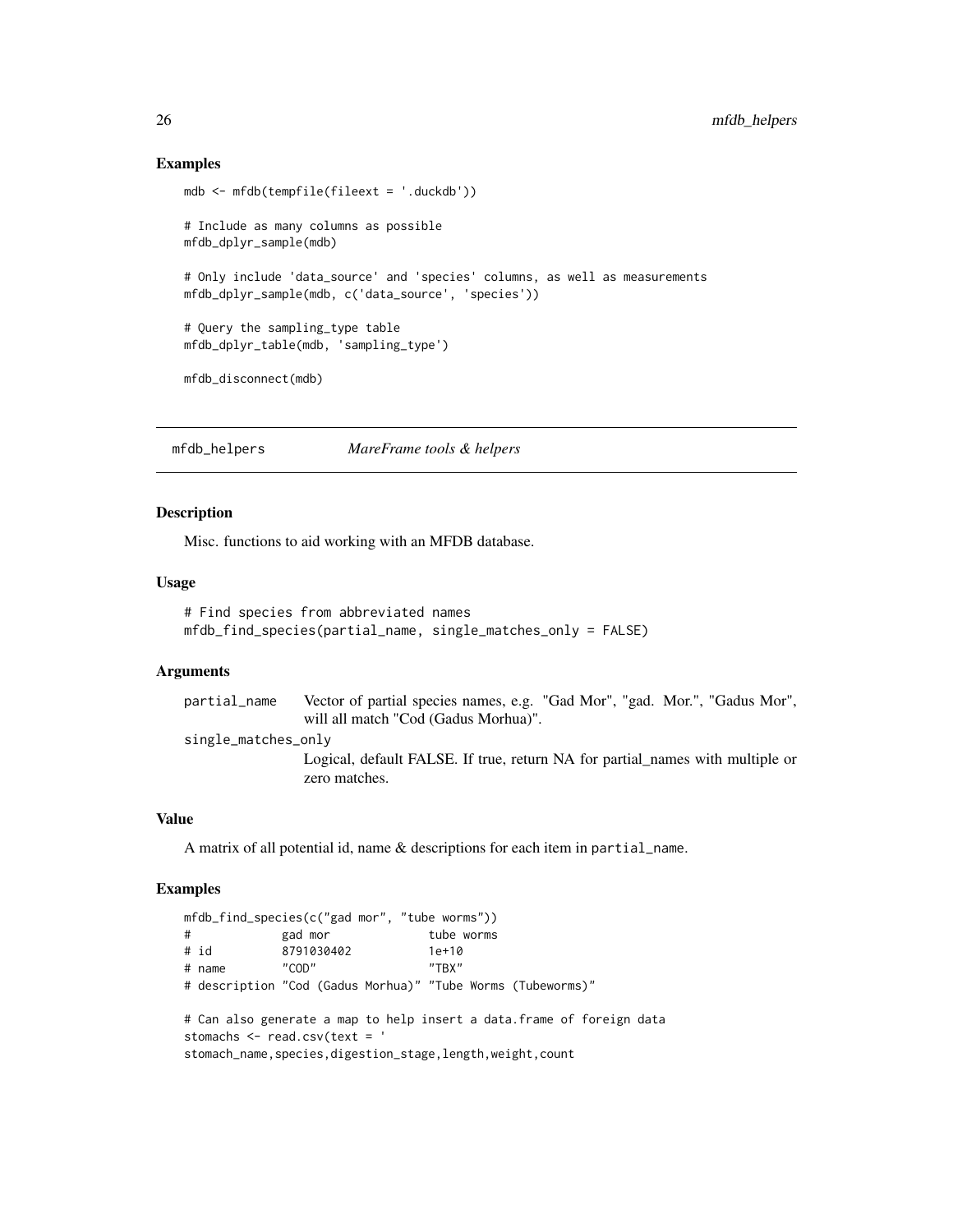## Examples

```
mdb <- mfdb(tempfile(fileext = '.duckdb'))

# Include as many columns as possible
mfdb_dplyr_sample(mdb)

# Only include 'data_source' and 'species' columns, as well as measurements
mfdb_dplyr_sample(mdb, c('data_source', 'species'))

# Query the sampling_type table
mfdb_dplyr_table(mdb, 'sampling_type')

mfdb_disconnect(mdb)
```

---

# mfdb_helpers — *MareFrame tools & helpers*

---

## Description

Misc. functions to aid working with an MFDB database.

## Usage

```
# Find species from abbreviated names
mfdb_find_species(partial_name, single_matches_only = FALSE)
```

## Arguments

- `partial_name` — Vector of partial species names, e.g. "Gad Mor", "gad. Mor.", "Gadus Mor", will all match "Cod (Gadus Morhua)".
- `single_matches_only` — Logical, default FALSE. If true, return NA for partial_names with multiple or zero matches.

## Value

A matrix of all potential id, name & descriptions for each item in `partial_name`.

## Examples

```
mfdb_find_species(c("gad mor", "tube worms"))
#             gad mor              tube worms
# id          8791030402           1e+10
# name        "COD"                "TBX"
# description "Cod (Gadus Morhua)" "Tube Worms (Tubeworms)"

# Can also generate a map to help insert a data.frame of foreign data
stomachs <- read.csv(text = '
stomach_name,species,digestion_stage,length,weight,count
```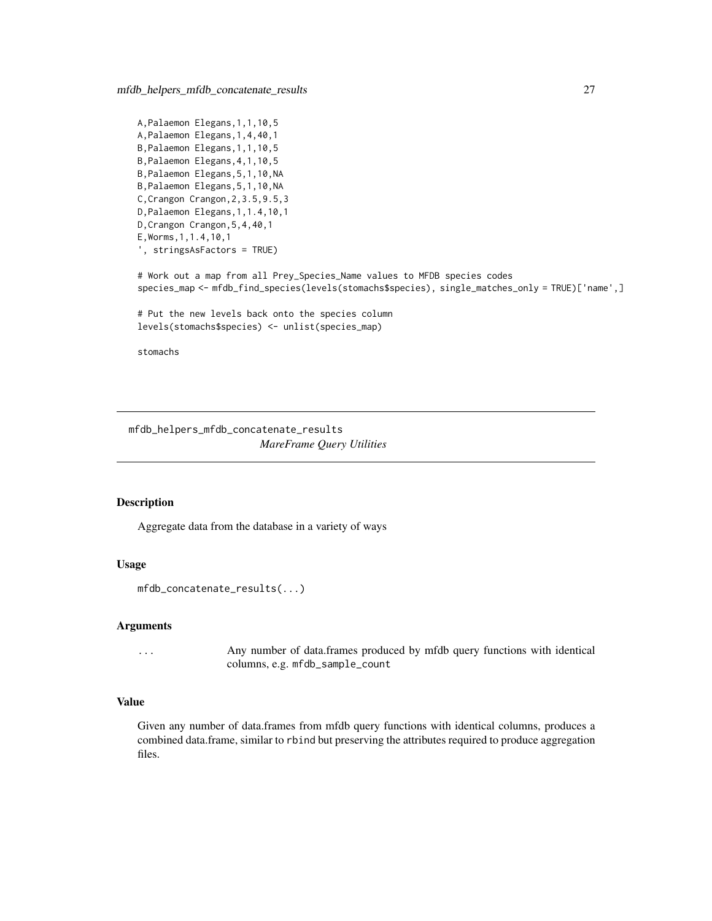```
A,Palaemon Elegans,1,1,10,5
A,Palaemon Elegans,1,4,40,1
B,Palaemon Elegans,1,1,10,5
B,Palaemon Elegans,4,1,10,5
B,Palaemon Elegans,5,1,10,NA
B,Palaemon Elegans,5,1,10,NA
C,Crangon Crangon,2,3.5,9.5,3
D,Palaemon Elegans,1,1.4,10,1
D,Crangon Crangon,5,4,40,1
E,Worms,1,1.4,10,1
', stringsAsFactors = TRUE)

# Work out a map from all Prey_Species_Name values to MFDB species codes
species_map <- mfdb_find_species(levels(stomachs$species), single_matches_only = TRUE)['name',]

# Put the new levels back onto the species column
levels(stomachs$species) <- unlist(species_map)

stomachs
```

---

## mfdb_helpers_mfdb_concatenate_results *MareFrame Query Utilities*

---

### Description

Aggregate data from the database in a variety of ways

### Usage

```
mfdb_concatenate_results(...)
```

### Arguments

`...` Any number of data.frames produced by mfdb query functions with identical columns, e.g. `mfdb_sample_count`

### Value

Given any number of data.frames from mfdb query functions with identical columns, produces a combined data.frame, similar to `rbind` but preserving the attributes required to produce aggregation files.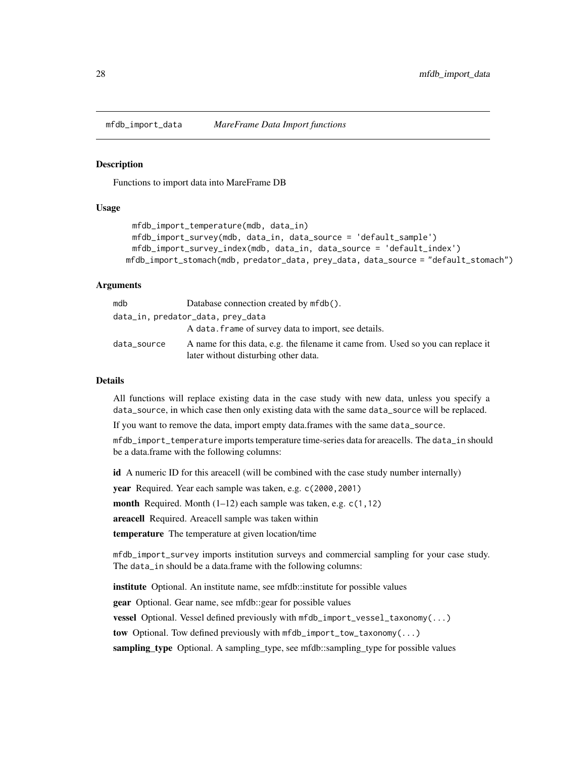## mfdb_import_data *MareFrame Data Import functions*

### Description

Functions to import data into MareFrame DB

### Usage

```
mfdb_import_temperature(mdb, data_in)
mfdb_import_survey(mdb, data_in, data_source = 'default_sample')
mfdb_import_survey_index(mdb, data_in, data_source = 'default_index')
mfdb_import_stomach(mdb, predator_data, prey_data, data_source = "default_stomach")
```

### Arguments

| | |
|---|---|
| `mdb` | Database connection created by `mfdb()`. |
| `data_in, predator_data, prey_data` | A `data.frame` of survey data to import, see details. |
| `data_source` | A name for this data, e.g. the filename it came from. Used so you can replace it later without disturbing other data. |

### Details

All functions will replace existing data in the case study with new data, unless you specify a `data_source`, in which case then only existing data with the same `data_source` will be replaced.

If you want to remove the data, import empty data.frames with the same `data_source`.

`mfdb_import_temperature` imports temperature time-series data for areacells. The `data_in` should be a data.frame with the following columns:

**id** A numeric ID for this areacell (will be combined with the case study number internally)

**year** Required. Year each sample was taken, e.g. `c(2000,2001)`

**month** Required. Month (1–12) each sample was taken, e.g. `c(1,12)`

**areacell** Required. Areacell sample was taken within

**temperature** The temperature at given location/time

`mfdb_import_survey` imports institution surveys and commercial sampling for your case study. The `data_in` should be a data.frame with the following columns:

**institute** Optional. An institute name, see mfdb::institute for possible values

**gear** Optional. Gear name, see mfdb::gear for possible values

**vessel** Optional. Vessel defined previously with `mfdb_import_vessel_taxonomy(...)`

**tow** Optional. Tow defined previously with `mfdb_import_tow_taxonomy(...)`

**sampling_type** Optional. A sampling_type, see mfdb::sampling_type for possible values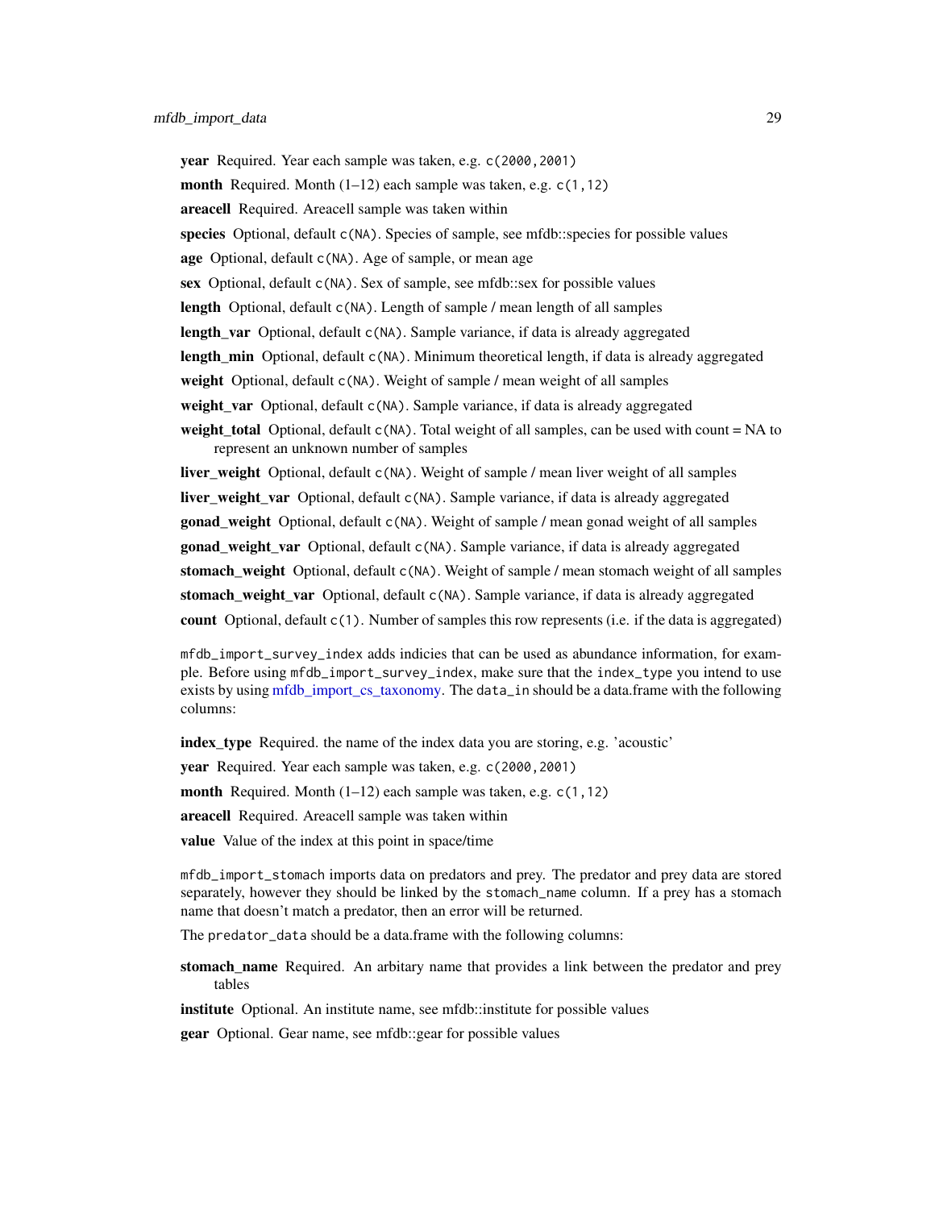**year** Required. Year each sample was taken, e.g. `c(2000,2001)`

**month** Required. Month (1–12) each sample was taken, e.g. `c(1,12)`

**areacell** Required. Areacell sample was taken within

**species** Optional, default `c(NA)`. Species of sample, see mfdb::species for possible values

**age** Optional, default `c(NA)`. Age of sample, or mean age

**sex** Optional, default `c(NA)`. Sex of sample, see mfdb::sex for possible values

**length** Optional, default `c(NA)`. Length of sample / mean length of all samples

**length_var** Optional, default `c(NA)`. Sample variance, if data is already aggregated

**length_min** Optional, default `c(NA)`. Minimum theoretical length, if data is already aggregated

**weight** Optional, default `c(NA)`. Weight of sample / mean weight of all samples

**weight_var** Optional, default `c(NA)`. Sample variance, if data is already aggregated

**weight_total** Optional, default `c(NA)`. Total weight of all samples, can be used with count = NA to represent an unknown number of samples

**liver_weight** Optional, default `c(NA)`. Weight of sample / mean liver weight of all samples

**liver_weight_var** Optional, default `c(NA)`. Sample variance, if data is already aggregated

**gonad_weight** Optional, default `c(NA)`. Weight of sample / mean gonad weight of all samples

**gonad_weight_var** Optional, default `c(NA)`. Sample variance, if data is already aggregated

**stomach_weight** Optional, default `c(NA)`. Weight of sample / mean stomach weight of all samples

**stomach_weight_var** Optional, default `c(NA)`. Sample variance, if data is already aggregated

**count** Optional, default `c(1)`. Number of samples this row represents (i.e. if the data is aggregated)

`mfdb_import_survey_index` adds indicies that can be used as abundance information, for example. Before using `mfdb_import_survey_index`, make sure that the `index_type` you intend to use exists by using mfdb_import_cs_taxonomy. The `data_in` should be a data.frame with the following columns:

**index_type** Required. the name of the index data you are storing, e.g. 'acoustic'

**year** Required. Year each sample was taken, e.g. `c(2000,2001)`

**month** Required. Month (1–12) each sample was taken, e.g. `c(1,12)`

**areacell** Required. Areacell sample was taken within

**value** Value of the index at this point in space/time

`mfdb_import_stomach` imports data on predators and prey. The predator and prey data are stored separately, however they should be linked by the `stomach_name` column. If a prey has a stomach name that doesn't match a predator, then an error will be returned.

The `predator_data` should be a data.frame with the following columns:

**stomach_name** Required. An arbitary name that provides a link between the predator and prey tables

**institute** Optional. An institute name, see mfdb::institute for possible values

**gear** Optional. Gear name, see mfdb::gear for possible values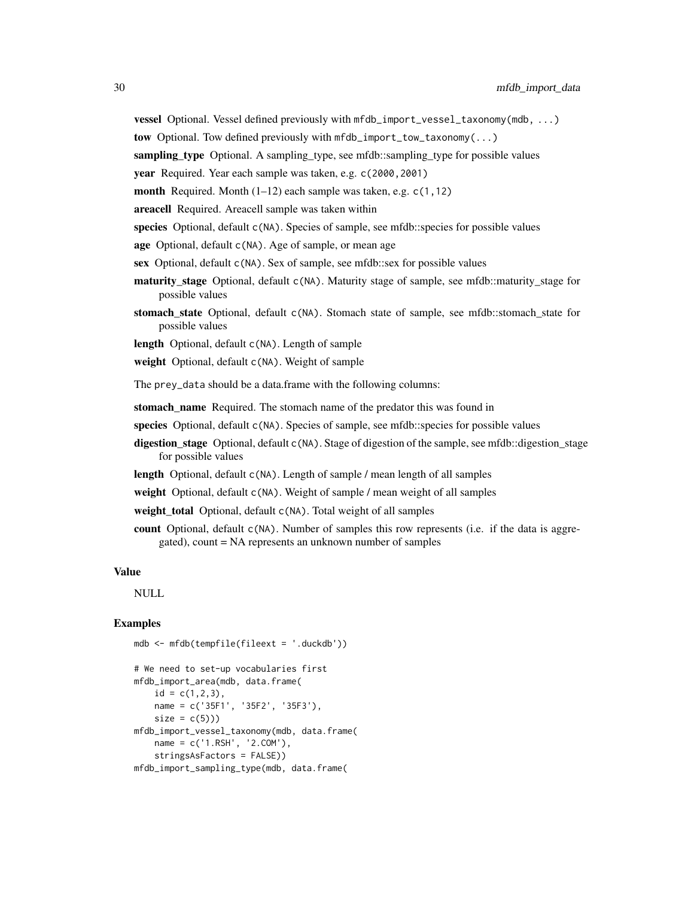**vessel** Optional. Vessel defined previously with `mfdb_import_vessel_taxonomy(mdb, ...)`

**tow** Optional. Tow defined previously with `mfdb_import_tow_taxonomy(...)`

**sampling_type** Optional. A sampling_type, see mfdb::sampling_type for possible values

**year** Required. Year each sample was taken, e.g. `c(2000,2001)`

**month** Required. Month (1–12) each sample was taken, e.g. `c(1,12)`

**areacell** Required. Areacell sample was taken within

**species** Optional, default `c(NA)`. Species of sample, see mfdb::species for possible values

**age** Optional, default `c(NA)`. Age of sample, or mean age

**sex** Optional, default `c(NA)`. Sex of sample, see mfdb::sex for possible values

**maturity_stage** Optional, default `c(NA)`. Maturity stage of sample, see mfdb::maturity_stage for possible values

**stomach_state** Optional, default `c(NA)`. Stomach state of sample, see mfdb::stomach_state for possible values

**length** Optional, default `c(NA)`. Length of sample

**weight** Optional, default `c(NA)`. Weight of sample

The `prey_data` should be a data.frame with the following columns:

**stomach_name** Required. The stomach name of the predator this was found in

**species** Optional, default `c(NA)`. Species of sample, see mfdb::species for possible values

**digestion_stage** Optional, default `c(NA)`. Stage of digestion of the sample, see mfdb::digestion_stage for possible values

**length** Optional, default `c(NA)`. Length of sample / mean length of all samples

**weight** Optional, default `c(NA)`. Weight of sample / mean weight of all samples

**weight_total** Optional, default `c(NA)`. Total weight of all samples

**count** Optional, default `c(NA)`. Number of samples this row represents (i.e. if the data is aggregated), count = NA represents an unknown number of samples

## Value

NULL

## Examples

```
mdb <- mfdb(tempfile(fileext = '.duckdb'))

# We need to set-up vocabularies first
mfdb_import_area(mdb, data.frame(
    id = c(1,2,3),
    name = c('35F1', '35F2', '35F3'),
    size = c(5)))
mfdb_import_vessel_taxonomy(mdb, data.frame(
    name = c('1.RSH', '2.COM'),
    stringsAsFactors = FALSE))
mfdb_import_sampling_type(mdb, data.frame(
```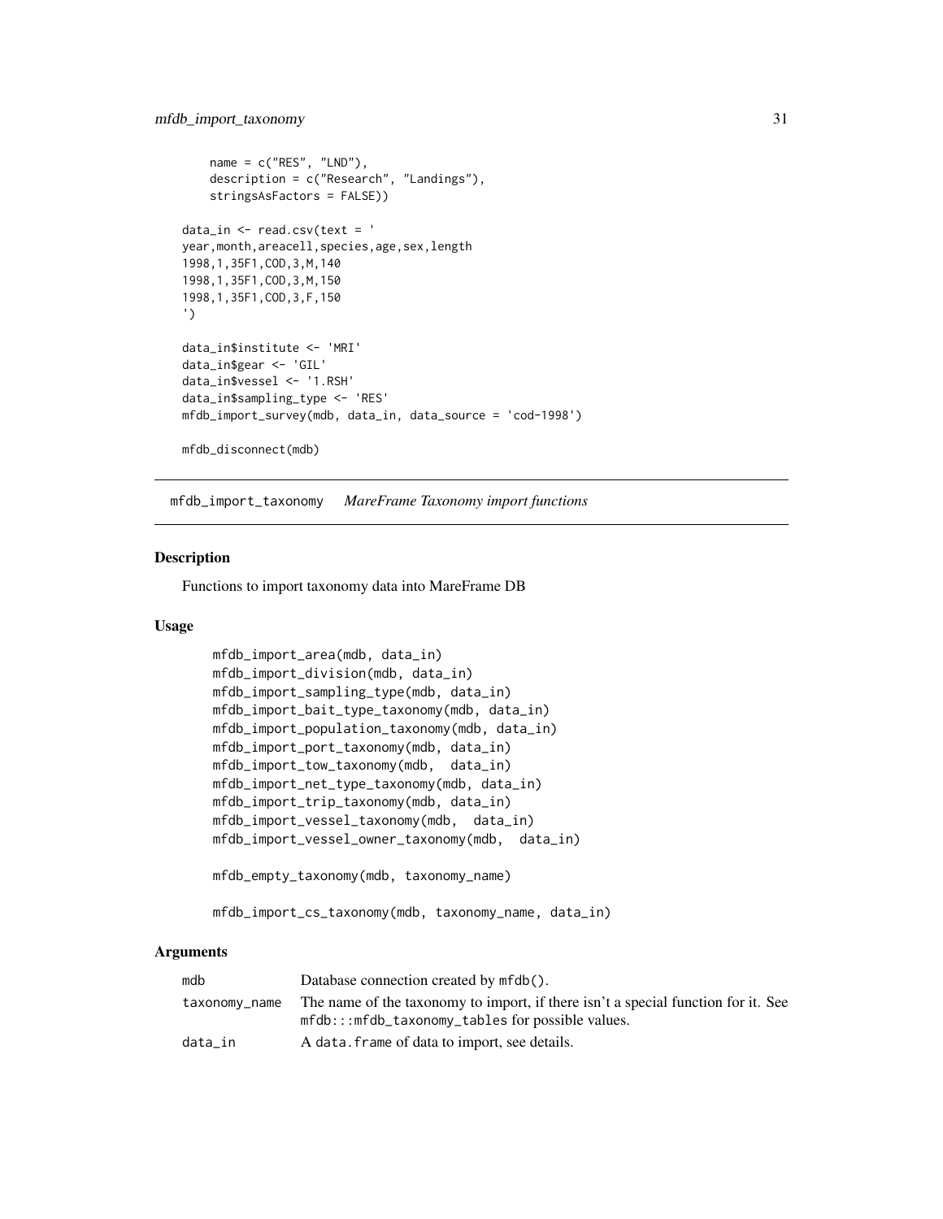```
    name = c("RES", "LND"),
    description = c("Research", "Landings"),
    stringsAsFactors = FALSE))

data_in <- read.csv(text = '
year,month,areacell,species,age,sex,length
1998,1,35F1,COD,3,M,140
1998,1,35F1,COD,3,M,150
1998,1,35F1,COD,3,F,150
')

data_in$institute <- 'MRI'
data_in$gear <- 'GIL'
data_in$vessel <- '1.RSH'
data_in$sampling_type <- 'RES'
mfdb_import_survey(mdb, data_in, data_source = 'cod-1998')

mfdb_disconnect(mdb)
```

## mfdb_import_taxonomy *MareFrame Taxonomy import functions*

### Description

Functions to import taxonomy data into MareFrame DB

### Usage

```
mfdb_import_area(mdb, data_in)
mfdb_import_division(mdb, data_in)
mfdb_import_sampling_type(mdb, data_in)
mfdb_import_bait_type_taxonomy(mdb, data_in)
mfdb_import_population_taxonomy(mdb, data_in)
mfdb_import_port_taxonomy(mdb, data_in)
mfdb_import_tow_taxonomy(mdb,  data_in)
mfdb_import_net_type_taxonomy(mdb, data_in)
mfdb_import_trip_taxonomy(mdb, data_in)
mfdb_import_vessel_taxonomy(mdb,  data_in)
mfdb_import_vessel_owner_taxonomy(mdb,  data_in)

mfdb_empty_taxonomy(mdb, taxonomy_name)

mfdb_import_cs_taxonomy(mdb, taxonomy_name, data_in)
```

### Arguments

| | |
|---|---|
| mdb | Database connection created by `mfdb()`. |
| taxonomy_name | The name of the taxonomy to import, if there isn't a special function for it. See `mfdb:::mfdb_taxonomy_tables` for possible values. |
| data_in | A `data.frame` of data to import, see details. |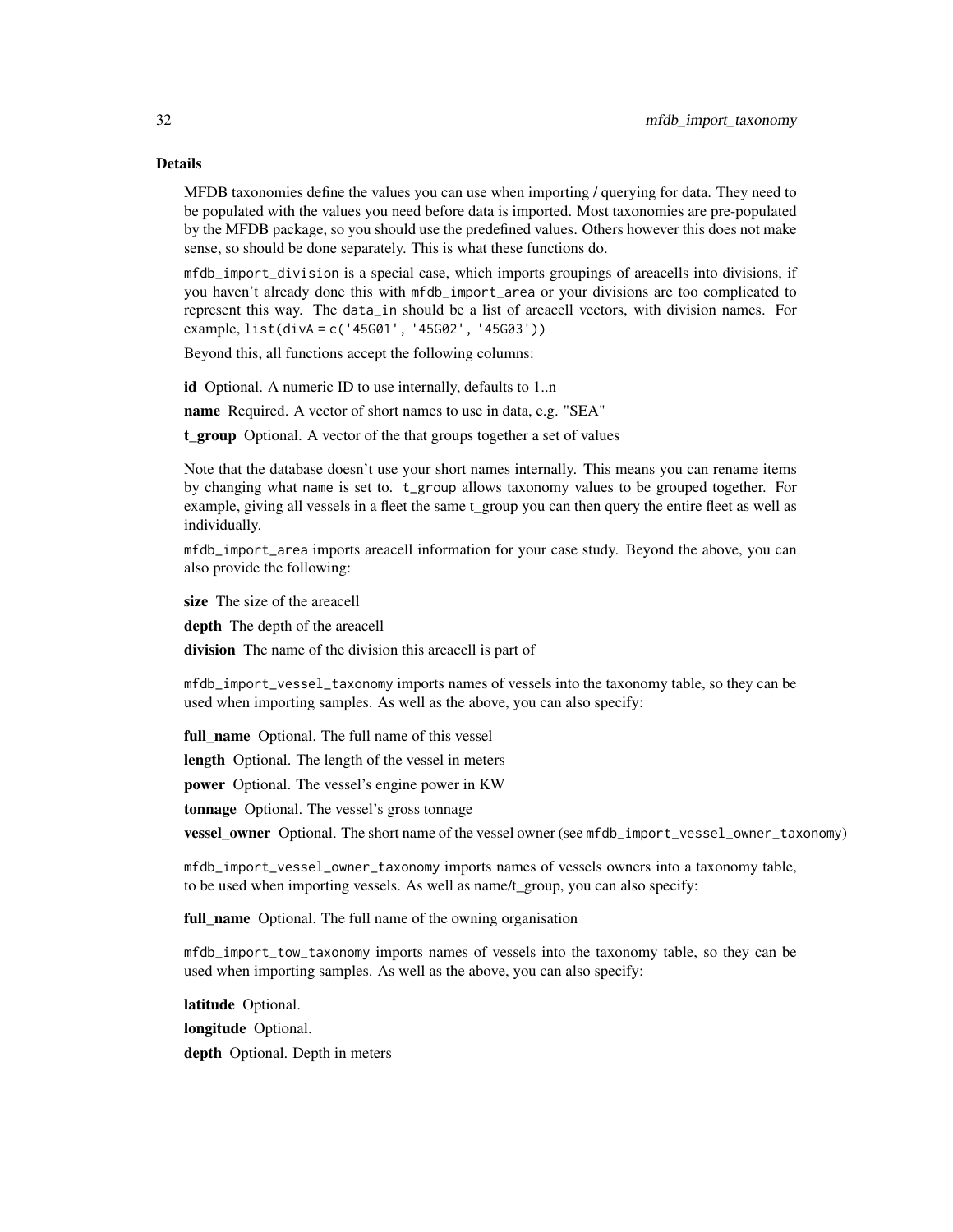## Details

MFDB taxonomies define the values you can use when importing / querying for data. They need to be populated with the values you need before data is imported. Most taxonomies are pre-populated by the MFDB package, so you should use the predefined values. Others however this does not make sense, so should be done separately. This is what these functions do.

`mfdb_import_division` is a special case, which imports groupings of areacells into divisions, if you haven't already done this with `mfdb_import_area` or your divisions are too complicated to represent this way. The `data_in` should be a list of areacell vectors, with division names. For example, `list(divA = c('45G01', '45G02', '45G03'))`

Beyond this, all functions accept the following columns:

**id** Optional. A numeric ID to use internally, defaults to 1..n

**name** Required. A vector of short names to use in data, e.g. "SEA"

**t_group** Optional. A vector of the that groups together a set of values

Note that the database doesn't use your short names internally. This means you can rename items by changing what `name` is set to. `t_group` allows taxonomy values to be grouped together. For example, giving all vessels in a fleet the same t_group you can then query the entire fleet as well as individually.

`mfdb_import_area` imports areacell information for your case study. Beyond the above, you can also provide the following:

**size** The size of the areacell

**depth** The depth of the areacell

**division** The name of the division this areacell is part of

`mfdb_import_vessel_taxonomy` imports names of vessels into the taxonomy table, so they can be used when importing samples. As well as the above, you can also specify:

**full_name** Optional. The full name of this vessel

**length** Optional. The length of the vessel in meters

**power** Optional. The vessel's engine power in KW

**tonnage** Optional. The vessel's gross tonnage

**vessel_owner** Optional. The short name of the vessel owner (see `mfdb_import_vessel_owner_taxonomy`)

`mfdb_import_vessel_owner_taxonomy` imports names of vessels owners into a taxonomy table, to be used when importing vessels. As well as name/t_group, you can also specify:

**full_name** Optional. The full name of the owning organisation

`mfdb_import_tow_taxonomy` imports names of vessels into the taxonomy table, so they can be used when importing samples. As well as the above, you can also specify:

**latitude** Optional.

**longitude** Optional.

**depth** Optional. Depth in meters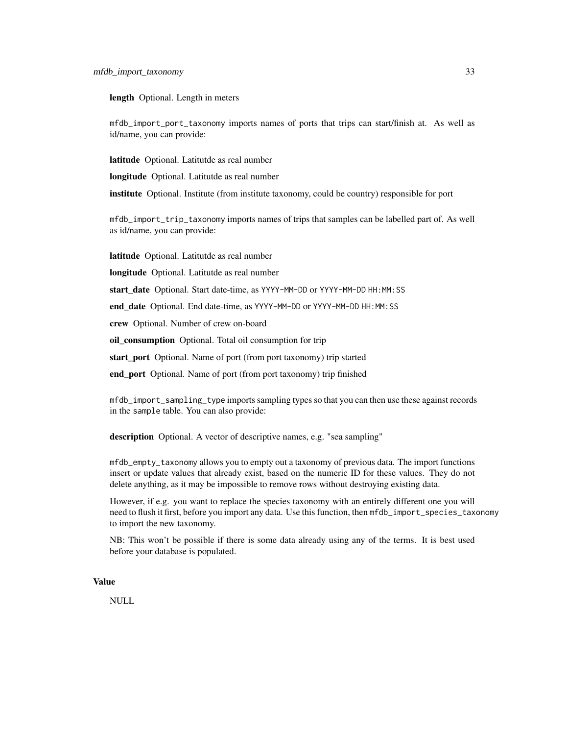**length** Optional. Length in meters

`mfdb_import_port_taxonomy` imports names of ports that trips can start/finish at. As well as id/name, you can provide:

**latitude** Optional. Latitutde as real number

**longitude** Optional. Latitutde as real number

**institute** Optional. Institute (from institute taxonomy, could be country) responsible for port

`mfdb_import_trip_taxonomy` imports names of trips that samples can be labelled part of. As well as id/name, you can provide:

**latitude** Optional. Latitutde as real number

**longitude** Optional. Latitutde as real number

**start_date** Optional. Start date-time, as `YYYY-MM-DD` or `YYYY-MM-DD HH:MM:SS`

**end_date** Optional. End date-time, as `YYYY-MM-DD` or `YYYY-MM-DD HH:MM:SS`

**crew** Optional. Number of crew on-board

**oil_consumption** Optional. Total oil consumption for trip

**start_port** Optional. Name of port (from port taxonomy) trip started

**end_port** Optional. Name of port (from port taxonomy) trip finished

`mfdb_import_sampling_type` imports sampling types so that you can then use these against records in the `sample` table. You can also provide:

**description** Optional. A vector of descriptive names, e.g. "sea sampling"

`mfdb_empty_taxonomy` allows you to empty out a taxonomy of previous data. The import functions insert or update values that already exist, based on the numeric ID for these values. They do not delete anything, as it may be impossible to remove rows without destroying existing data.

However, if e.g. you want to replace the species taxonomy with an entirely different one you will need to flush it first, before you import any data. Use this function, then `mfdb_import_species_taxonomy` to import the new taxonomy.

NB: This won't be possible if there is some data already using any of the terms. It is best used before your database is populated.

## Value

NULL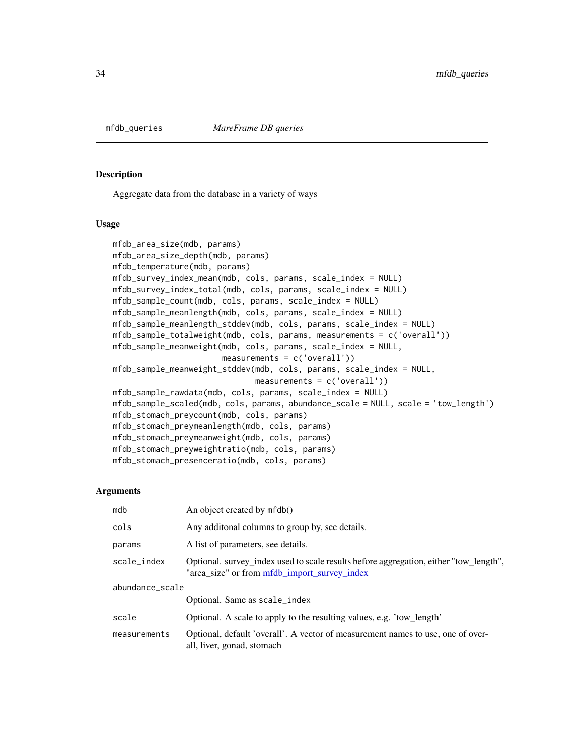## mfdb_queries — *MareFrame DB queries*

### Description

Aggregate data from the database in a variety of ways

### Usage

```
mfdb_area_size(mdb, params)
mfdb_area_size_depth(mdb, params)
mfdb_temperature(mdb, params)
mfdb_survey_index_mean(mdb, cols, params, scale_index = NULL)
mfdb_survey_index_total(mdb, cols, params, scale_index = NULL)
mfdb_sample_count(mdb, cols, params, scale_index = NULL)
mfdb_sample_meanlength(mdb, cols, params, scale_index = NULL)
mfdb_sample_meanlength_stddev(mdb, cols, params, scale_index = NULL)
mfdb_sample_totalweight(mdb, cols, params, measurements = c('overall'))
mfdb_sample_meanweight(mdb, cols, params, scale_index = NULL,
                       measurements = c('overall'))
mfdb_sample_meanweight_stddev(mdb, cols, params, scale_index = NULL,
                              measurements = c('overall'))
mfdb_sample_rawdata(mdb, cols, params, scale_index = NULL)
mfdb_sample_scaled(mdb, cols, params, abundance_scale = NULL, scale = 'tow_length')
mfdb_stomach_preycount(mdb, cols, params)
mfdb_stomach_preymeanlength(mdb, cols, params)
mfdb_stomach_preymeanweight(mdb, cols, params)
mfdb_stomach_preyweightratio(mdb, cols, params)
mfdb_stomach_presenceratio(mdb, cols, params)
```

### Arguments

| | |
|---|---|
| `mdb` | An object created by `mfdb()` |
| `cols` | Any additonal columns to group by, see details. |
| `params` | A list of parameters, see details. |
| `scale_index` | Optional. survey_index used to scale results before aggregation, either "tow_length", "area_size" or from mfdb_import_survey_index |
| `abundance_scale` | Optional. Same as `scale_index` |
| `scale` | Optional. A scale to apply to the resulting values, e.g. 'tow_length' |
| `measurements` | Optional, default 'overall'. A vector of measurement names to use, one of overall, liver, gonad, stomach |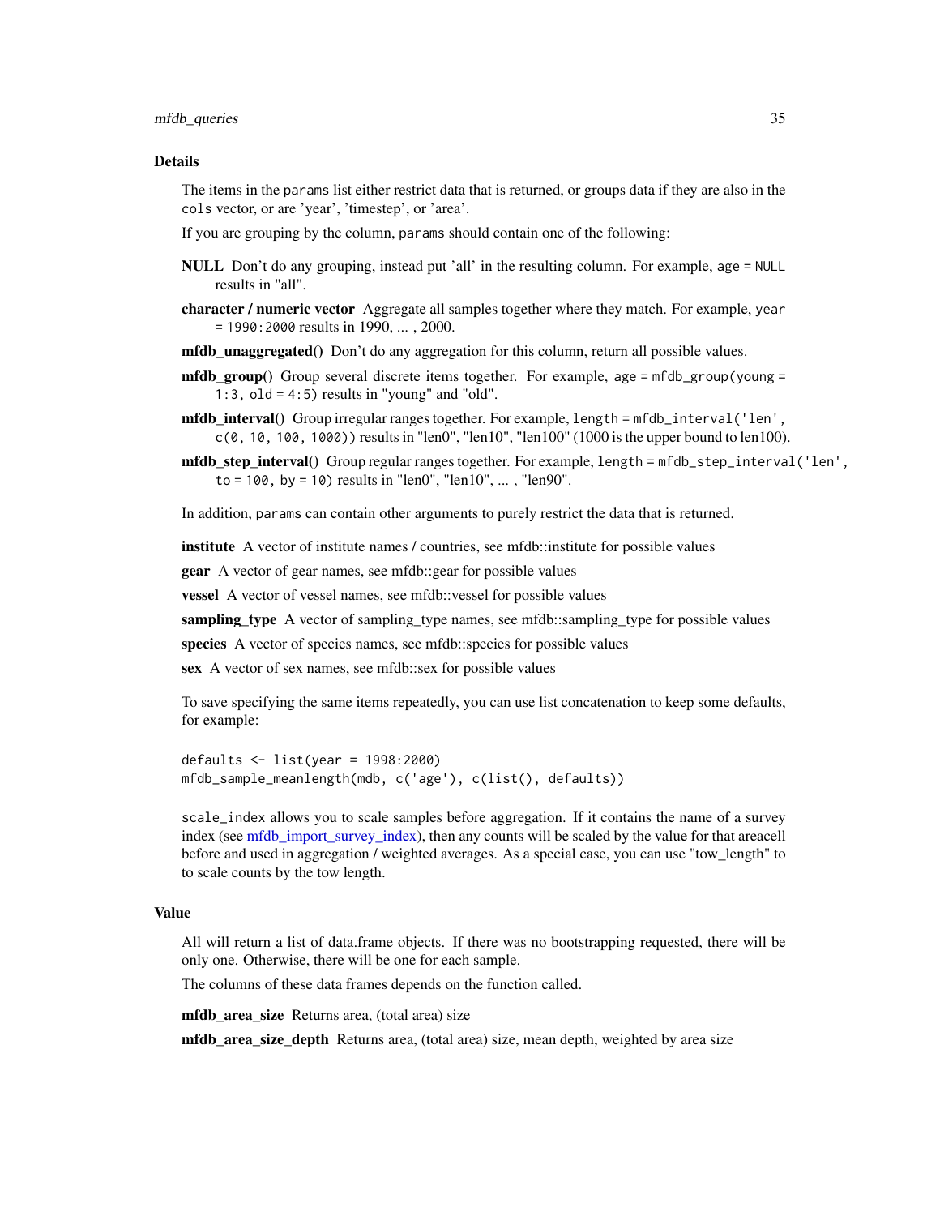### Details

The items in the `params` list either restrict data that is returned, or groups data if they are also in the `cols` vector, or are 'year', 'timestep', or 'area'.

If you are grouping by the column, `params` should contain one of the following:

**NULL** Don't do any grouping, instead put 'all' in the resulting column. For example, `age = NULL` results in "all".

**character / numeric vector** Aggregate all samples together where they match. For example, `year = 1990:2000` results in 1990, ... , 2000.

**mfdb_unaggregated()** Don't do any aggregation for this column, return all possible values.

**mfdb_group()** Group several discrete items together. For example, `age = mfdb_group(young = 1:3, old = 4:5)` results in "young" and "old".

**mfdb_interval()** Group irregular ranges together. For example, `length = mfdb_interval('len', c(0, 10, 100, 1000))` results in "len0", "len10", "len100" (1000 is the upper bound to len100).

**mfdb_step_interval()** Group regular ranges together. For example, `length = mfdb_step_interval('len', to = 100, by = 10)` results in "len0", "len10", ... , "len90".

In addition, `params` can contain other arguments to purely restrict the data that is returned.

**institute** A vector of institute names / countries, see mfdb::institute for possible values

**gear** A vector of gear names, see mfdb::gear for possible values

**vessel** A vector of vessel names, see mfdb::vessel for possible values

**sampling_type** A vector of sampling_type names, see mfdb::sampling_type for possible values

**species** A vector of species names, see mfdb::species for possible values

**sex** A vector of sex names, see mfdb::sex for possible values

To save specifying the same items repeatedly, you can use list concatenation to keep some defaults, for example:

```
defaults <- list(year = 1998:2000)
mfdb_sample_meanlength(mdb, c('age'), c(list(), defaults))
```

`scale_index` allows you to scale samples before aggregation. If it contains the name of a survey index (see mfdb_import_survey_index), then any counts will be scaled by the value for that areacell before and used in aggregation / weighted averages. As a special case, you can use "tow_length" to to scale counts by the tow length.

### Value

All will return a list of data.frame objects. If there was no bootstrapping requested, there will be only one. Otherwise, there will be one for each sample.

The columns of these data frames depends on the function called.

**mfdb_area_size** Returns area, (total area) size

**mfdb_area_size_depth** Returns area, (total area) size, mean depth, weighted by area size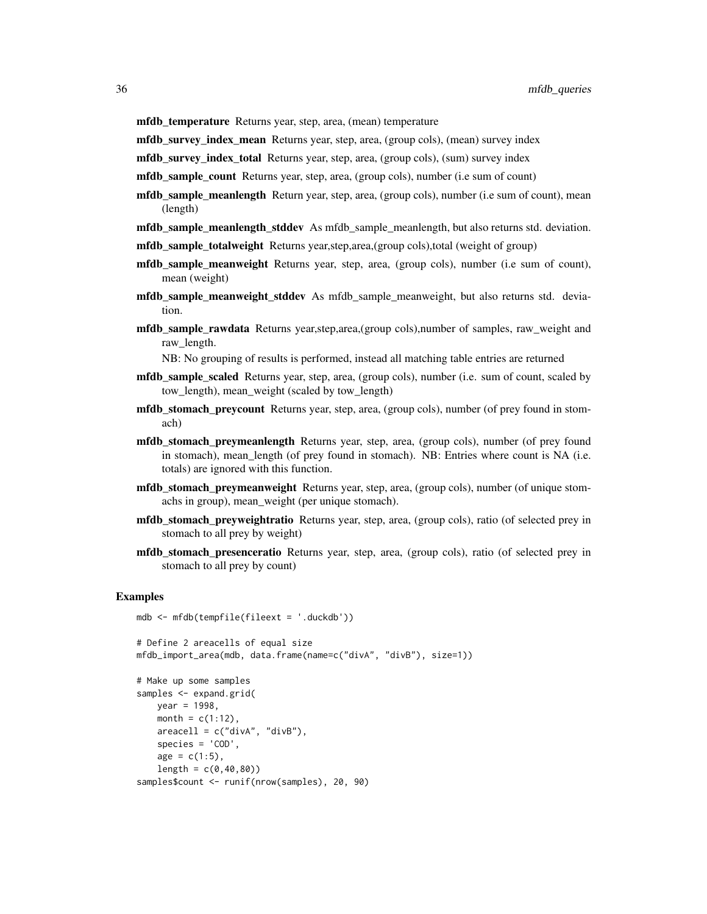**mfdb_temperature** Returns year, step, area, (mean) temperature

**mfdb_survey_index_mean** Returns year, step, area, (group cols), (mean) survey index

**mfdb_survey_index_total** Returns year, step, area, (group cols), (sum) survey index

**mfdb_sample_count** Returns year, step, area, (group cols), number (i.e sum of count)

**mfdb_sample_meanlength** Return year, step, area, (group cols), number (i.e sum of count), mean (length)

**mfdb_sample_meanlength_stddev** As mfdb_sample_meanlength, but also returns std. deviation.

**mfdb_sample_totalweight** Returns year,step,area,(group cols),total (weight of group)

**mfdb_sample_meanweight** Returns year, step, area, (group cols), number (i.e sum of count), mean (weight)

**mfdb_sample_meanweight_stddev** As mfdb_sample_meanweight, but also returns std. deviation.

**mfdb_sample_rawdata** Returns year,step,area,(group cols),number of samples, raw_weight and raw_length.

NB: No grouping of results is performed, instead all matching table entries are returned

**mfdb_sample_scaled** Returns year, step, area, (group cols), number (i.e. sum of count, scaled by tow_length), mean_weight (scaled by tow_length)

**mfdb_stomach_preycount** Returns year, step, area, (group cols), number (of prey found in stomach)

**mfdb_stomach_preymeanlength** Returns year, step, area, (group cols), number (of prey found in stomach), mean_length (of prey found in stomach). NB: Entries where count is NA (i.e. totals) are ignored with this function.

**mfdb_stomach_preymeanweight** Returns year, step, area, (group cols), number (of unique stomachs in group), mean_weight (per unique stomach).

**mfdb_stomach_preyweightratio** Returns year, step, area, (group cols), ratio (of selected prey in stomach to all prey by weight)

**mfdb_stomach_presenceratio** Returns year, step, area, (group cols), ratio (of selected prey in stomach to all prey by count)

## Examples

```
mdb <- mfdb(tempfile(fileext = '.duckdb'))

# Define 2 areacells of equal size
mfdb_import_area(mdb, data.frame(name=c("divA", "divB"), size=1))

# Make up some samples
samples <- expand.grid(
    year = 1998,
    month = c(1:12),
    areacell = c("divA", "divB"),
    species = 'COD',
    age = c(1:5),
    length = c(0,40,80))
samples$count <- runif(nrow(samples), 20, 90)
```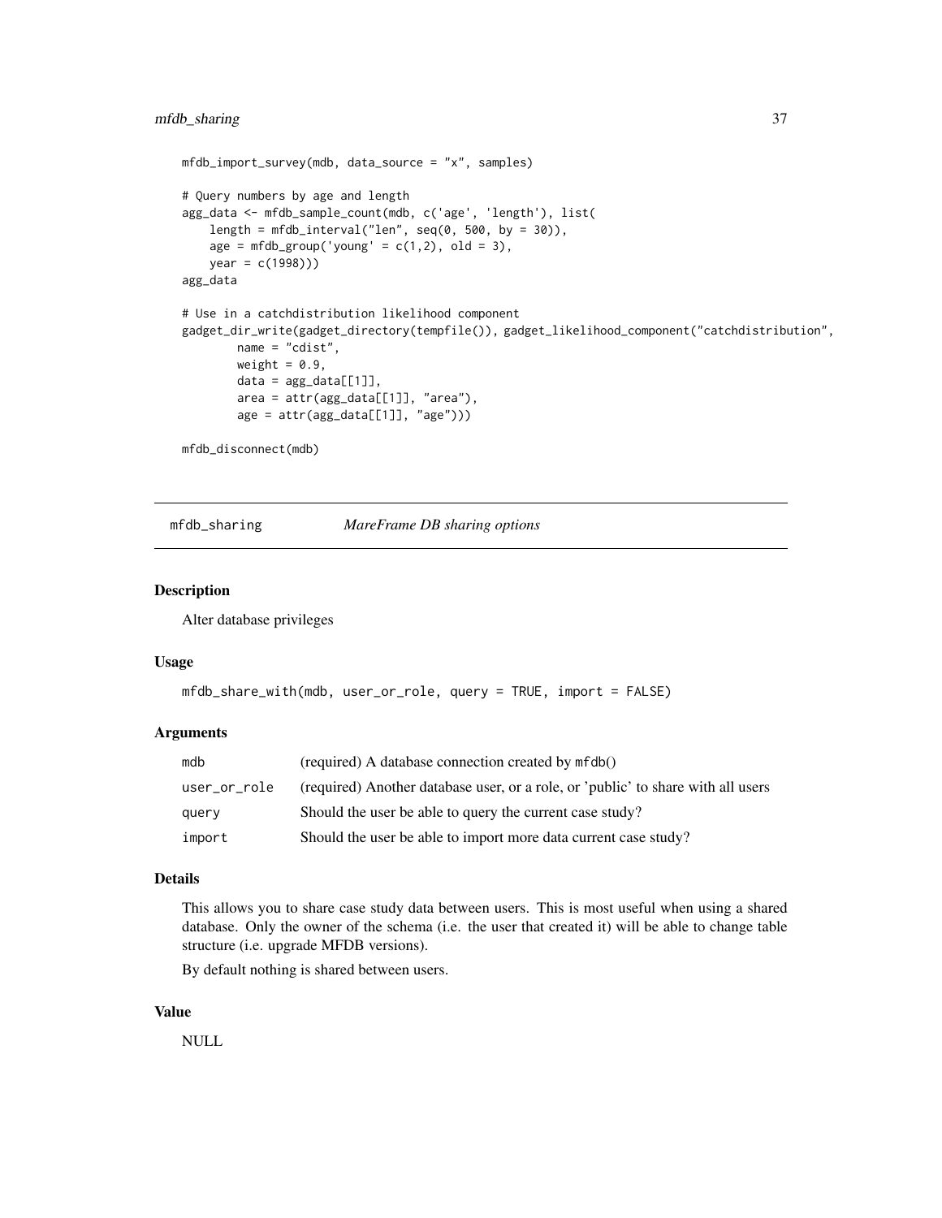```
mfdb_import_survey(mdb, data_source = "x", samples)

# Query numbers by age and length
agg_data <- mfdb_sample_count(mdb, c('age', 'length'), list(
    length = mfdb_interval("len", seq(0, 500, by = 30)),
    age = mfdb_group('young' = c(1,2), old = 3),
    year = c(1998)))
agg_data

# Use in a catchdistribution likelihood component
gadget_dir_write(gadget_directory(tempfile()), gadget_likelihood_component("catchdistribution",
        name = "cdist",
        weight = 0.9,
        data = agg_data[[1]],
        area = attr(agg_data[[1]], "area"),
        age = attr(agg_data[[1]], "age")))

mfdb_disconnect(mdb)
```

## mfdb_sharing *MareFrame DB sharing options*

### Description

Alter database privileges

### Usage

```
mfdb_share_with(mdb, user_or_role, query = TRUE, import = FALSE)
```

### Arguments

| | |
|---|---|
| mdb | (required) A database connection created by mfdb() |
| user_or_role | (required) Another database user, or a role, or 'public' to share with all users |
| query | Should the user be able to query the current case study? |
| import | Should the user be able to import more data current case study? |

### Details

This allows you to share case study data between users. This is most useful when using a shared database. Only the owner of the schema (i.e. the user that created it) will be able to change table structure (i.e. upgrade MFDB versions).

By default nothing is shared between users.

### Value

NULL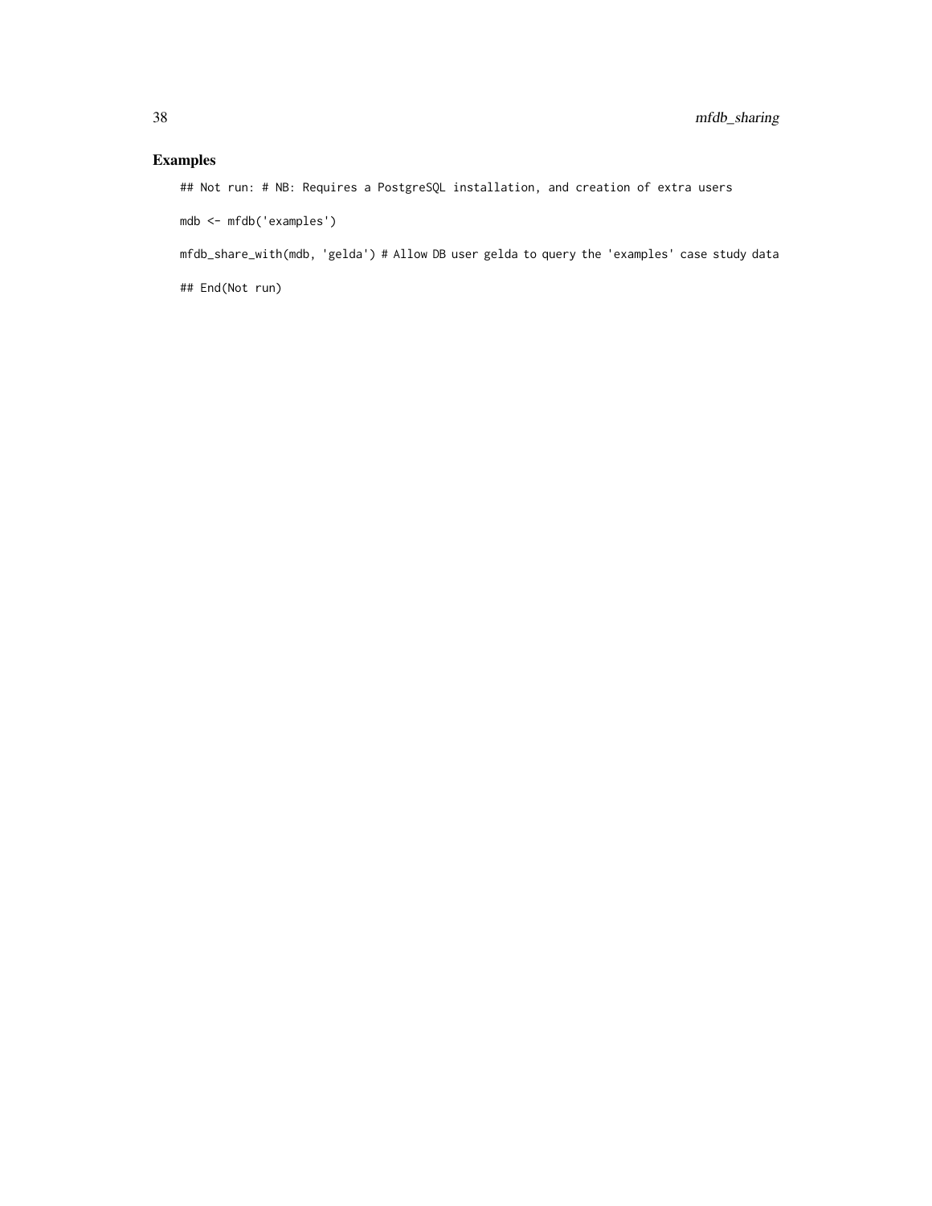## Examples

```
## Not run: # NB: Requires a PostgreSQL installation, and creation of extra users

mdb <- mfdb('examples')

mfdb_share_with(mdb, 'gelda') # Allow DB user gelda to query the 'examples' case study data

## End(Not run)
```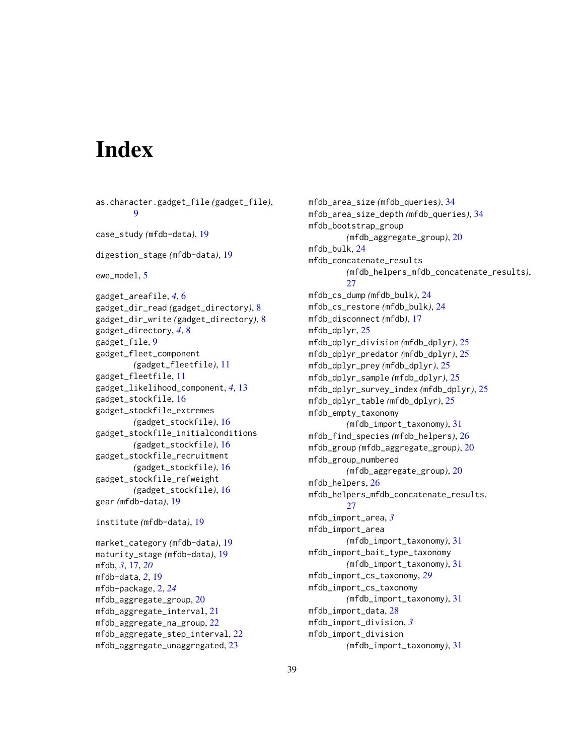# Index

as.character.gadget_file *(gadget_file)*, 9

case_study *(mfdb-data)*, 19

digestion_stage *(mfdb-data)*, 19

ewe_model, 5

gadget_areafile, *4*, 6
gadget_dir_read *(gadget_directory)*, 8
gadget_dir_write *(gadget_directory)*, 8
gadget_directory, *4*, 8
gadget_file, 9
gadget_fleet_component *(gadget_fleetfile)*, 11
gadget_fleetfile, 11
gadget_likelihood_component, *4*, 13
gadget_stockfile, 16
gadget_stockfile_extremes *(gadget_stockfile)*, 16
gadget_stockfile_initialconditions *(gadget_stockfile)*, 16
gadget_stockfile_recruitment *(gadget_stockfile)*, 16
gadget_stockfile_refweight *(gadget_stockfile)*, 16
gear *(mfdb-data)*, 19

institute *(mfdb-data)*, 19

market_category *(mfdb-data)*, 19
maturity_stage *(mfdb-data)*, 19
mfdb, *3*, 17, *20*
mfdb-data, *2*, 19
mfdb-package, 2, *24*
mfdb_aggregate_group, 20
mfdb_aggregate_interval, 21
mfdb_aggregate_na_group, 22
mfdb_aggregate_step_interval, 22
mfdb_aggregate_unaggregated, 23
mfdb_area_size *(mfdb_queries)*, 34
mfdb_area_size_depth *(mfdb_queries)*, 34
mfdb_bootstrap_group *(mfdb_aggregate_group)*, 20
mfdb_bulk, 24
mfdb_concatenate_results *(mfdb_helpers_mfdb_concatenate_results)*, 27
mfdb_cs_dump *(mfdb_bulk)*, 24
mfdb_cs_restore *(mfdb_bulk)*, 24
mfdb_disconnect *(mfdb)*, 17
mfdb_dplyr, 25
mfdb_dplyr_division *(mfdb_dplyr)*, 25
mfdb_dplyr_predator *(mfdb_dplyr)*, 25
mfdb_dplyr_prey *(mfdb_dplyr)*, 25
mfdb_dplyr_sample *(mfdb_dplyr)*, 25
mfdb_dplyr_survey_index *(mfdb_dplyr)*, 25
mfdb_dplyr_table *(mfdb_dplyr)*, 25
mfdb_empty_taxonomy *(mfdb_import_taxonomy)*, 31
mfdb_find_species *(mfdb_helpers)*, 26
mfdb_group *(mfdb_aggregate_group)*, 20
mfdb_group_numbered *(mfdb_aggregate_group)*, 20
mfdb_helpers, 26
mfdb_helpers_mfdb_concatenate_results, 27
mfdb_import_area, *3*
mfdb_import_area *(mfdb_import_taxonomy)*, 31
mfdb_import_bait_type_taxonomy *(mfdb_import_taxonomy)*, 31
mfdb_import_cs_taxonomy, *29*
mfdb_import_cs_taxonomy *(mfdb_import_taxonomy)*, 31
mfdb_import_data, 28
mfdb_import_division, *3*
mfdb_import_division *(mfdb_import_taxonomy)*, 31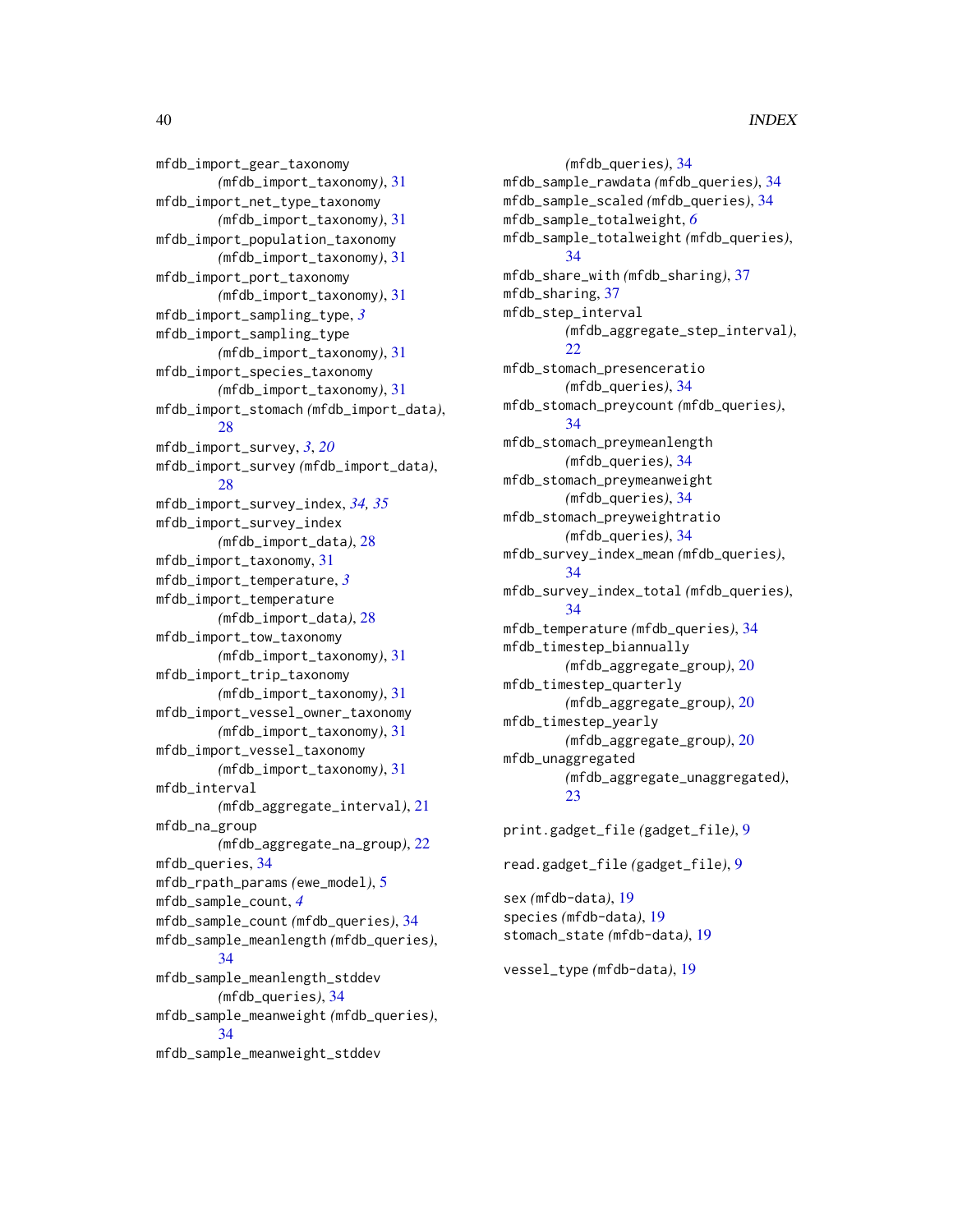mfdb_import_gear_taxonomy (mfdb_import_taxonomy), 31
mfdb_import_net_type_taxonomy (mfdb_import_taxonomy), 31
mfdb_import_population_taxonomy (mfdb_import_taxonomy), 31
mfdb_import_port_taxonomy (mfdb_import_taxonomy), 31
mfdb_import_sampling_type, *3*
mfdb_import_sampling_type (mfdb_import_taxonomy), 31
mfdb_import_species_taxonomy (mfdb_import_taxonomy), 31
mfdb_import_stomach (mfdb_import_data), 28
mfdb_import_survey, *3*, *20*
mfdb_import_survey (mfdb_import_data), 28
mfdb_import_survey_index, *34, 35*
mfdb_import_survey_index (mfdb_import_data), 28
mfdb_import_taxonomy, 31
mfdb_import_temperature, *3*
mfdb_import_temperature (mfdb_import_data), 28
mfdb_import_tow_taxonomy (mfdb_import_taxonomy), 31
mfdb_import_trip_taxonomy (mfdb_import_taxonomy), 31
mfdb_import_vessel_owner_taxonomy (mfdb_import_taxonomy), 31
mfdb_import_vessel_taxonomy (mfdb_import_taxonomy), 31
mfdb_interval (mfdb_aggregate_interval), 21
mfdb_na_group (mfdb_aggregate_na_group), 22
mfdb_queries, 34
mfdb_rpath_params (ewe_model), 5
mfdb_sample_count, *4*
mfdb_sample_count (mfdb_queries), 34
mfdb_sample_meanlength (mfdb_queries), 34
mfdb_sample_meanlength_stddev (mfdb_queries), 34
mfdb_sample_meanweight (mfdb_queries), 34
mfdb_sample_meanweight_stddev (mfdb_queries), 34
mfdb_sample_rawdata (mfdb_queries), 34
mfdb_sample_scaled (mfdb_queries), 34
mfdb_sample_totalweight, *6*
mfdb_sample_totalweight (mfdb_queries), 34
mfdb_share_with (mfdb_sharing), 37
mfdb_sharing, 37
mfdb_step_interval (mfdb_aggregate_step_interval), 22
mfdb_stomach_presenceratio (mfdb_queries), 34
mfdb_stomach_preycount (mfdb_queries), 34
mfdb_stomach_preymeanlength (mfdb_queries), 34
mfdb_stomach_preymeanweight (mfdb_queries), 34
mfdb_stomach_preyweightratio (mfdb_queries), 34
mfdb_survey_index_mean (mfdb_queries), 34
mfdb_survey_index_total (mfdb_queries), 34
mfdb_temperature (mfdb_queries), 34
mfdb_timestep_biannually (mfdb_aggregate_group), 20
mfdb_timestep_quarterly (mfdb_aggregate_group), 20
mfdb_timestep_yearly (mfdb_aggregate_group), 20
mfdb_unaggregated (mfdb_aggregate_unaggregated), 23

print.gadget_file (gadget_file), 9

read.gadget_file (gadget_file), 9

sex (mfdb-data), 19
species (mfdb-data), 19
stomach_state (mfdb-data), 19

vessel_type (mfdb-data), 19